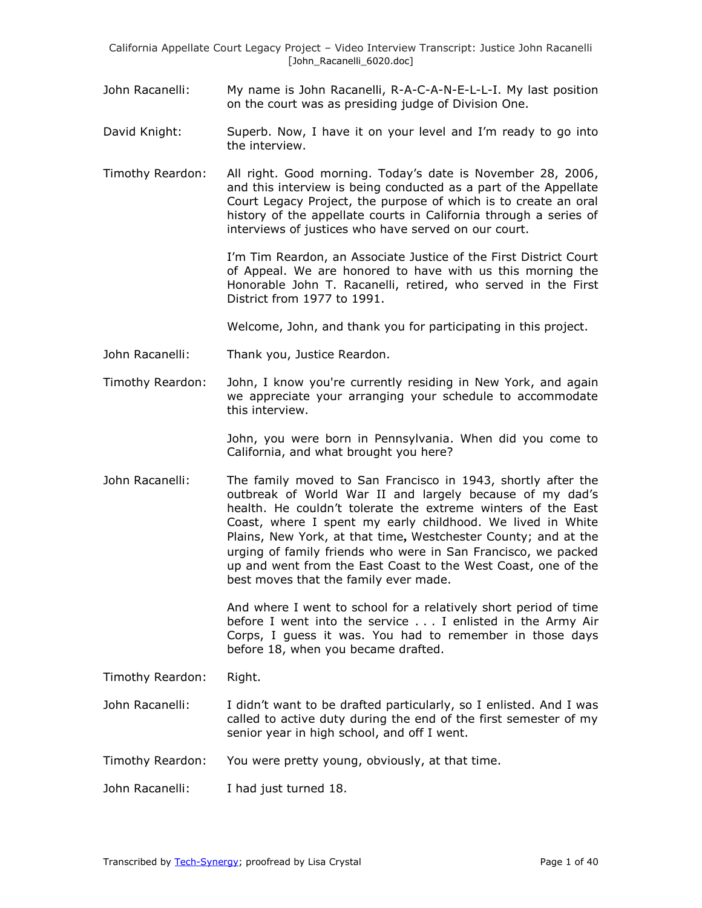John Racanelli: My name is John Racanelli, R-A-C-A-N-E-L-L-I. My last position on the court was as presiding judge of Division One.

David Knight: Superb. Now, I have it on your level and I'm ready to go into the interview.

Timothy Reardon: All right. Good morning. Today's date is November 28, 2006, and this interview is being conducted as a part of the Appellate Court Legacy Project, the purpose of which is to create an oral history of the appellate courts in California through a series of interviews of justices who have served on our court.

I'm Tim Reardon, an Associate Justice of the First District Court of Appeal. We are honored to have with us this morning the Honorable John T. Racanelli, retired, who served in the First District from 1977 to 1991.

Welcome, John, and thank you for participating in this project.

John Racanelli: Thank you, Justice Reardon.

Timothy Reardon: John, I know you're currently residing in New York, and again we appreciate your arranging your schedule to accommodate this interview.

John, you were born in Pennsylvania. When did you come to California, and what brought you here?

John Racanelli: The family moved to San Francisco in 1943, shortly after the outbreak of World War II and largely because of my dad's health. He couldn't tolerate the extreme winters of the East Coast, where I spent my early childhood. We lived in White Plains, New York, at that time**,** Westchester County; and at the urging of family friends who were in San Francisco, we packed up and went from the East Coast to the West Coast, one of the best moves that the family ever made.

And where I went to school for a relatively short period of time before I went into the service . . . I enlisted in the Army Air Corps, I guess it was. You had to remember in those days before 18, when you became drafted.

Timothy Reardon: Right.

John Racanelli: I didn't want to be drafted particularly, so I enlisted. And I was called to active duty during the end of the first semester of my senior year in high school, and off I went.

Timothy Reardon: You were pretty young, obviously, at that time.

John Racanelli: I had just turned 18.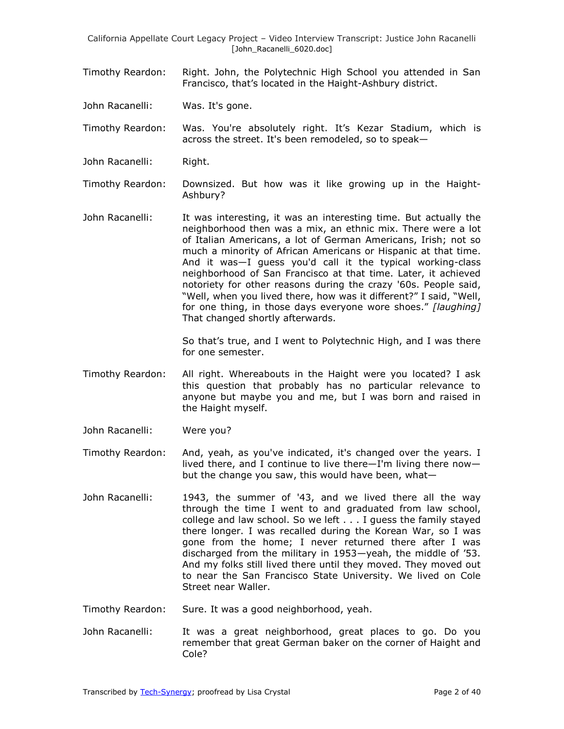Timothy Reardon: Right. John, the Polytechnic High School you attended in San Francisco, that's located in the Haight-Ashbury district.

John Racanelli: Was. It's gone.

Timothy Reardon: Was. You're absolutely right. It's Kezar Stadium, which is across the street. It's been remodeled, so to speak—

John Racanelli: Right.

Timothy Reardon: Downsized. But how was it like growing up in the Haight-Ashbury?

John Racanelli: It was interesting, it was an interesting time. But actually the neighborhood then was a mix, an ethnic mix. There were a lot of Italian Americans, a lot of German Americans, Irish; not so much a minority of African Americans or Hispanic at that time. And it was—I guess you'd call it the typical working-class neighborhood of San Francisco at that time. Later, it achieved notoriety for other reasons during the crazy '60s. People said, "Well, when you lived there, how was it different?" I said, "Well, for one thing, in those days everyone wore shoes." *[laughing]* That changed shortly afterwards.

So that's true, and I went to Polytechnic High, and I was there for one semester.

Timothy Reardon: All right. Whereabouts in the Haight were you located? I ask this question that probably has no particular relevance to anyone but maybe you and me, but I was born and raised in the Haight myself.

John Racanelli: Were you?

Timothy Reardon: And, yeah, as you've indicated, it's changed over the years. I lived there, and I continue to live there—I'm living there now—but the change you saw, this would have been, what—

John Racanelli: 1943, the summer of '43, and we lived there all the way through the time I went to and graduated from law school, college and law school. So we left . . . I guess the family stayed there longer. I was recalled during the Korean War, so I was gone from the home; I never returned there after I was discharged from the military in 1953—yeah, the middle of '53. And my folks still lived there until they moved. They moved out to near the San Francisco State University. We lived on Cole Street near Waller.

Timothy Reardon: Sure. It was a good neighborhood, yeah.

John Racanelli: It was a great neighborhood, great places to go. Do you remember that great German baker on the corner of Haight and Cole?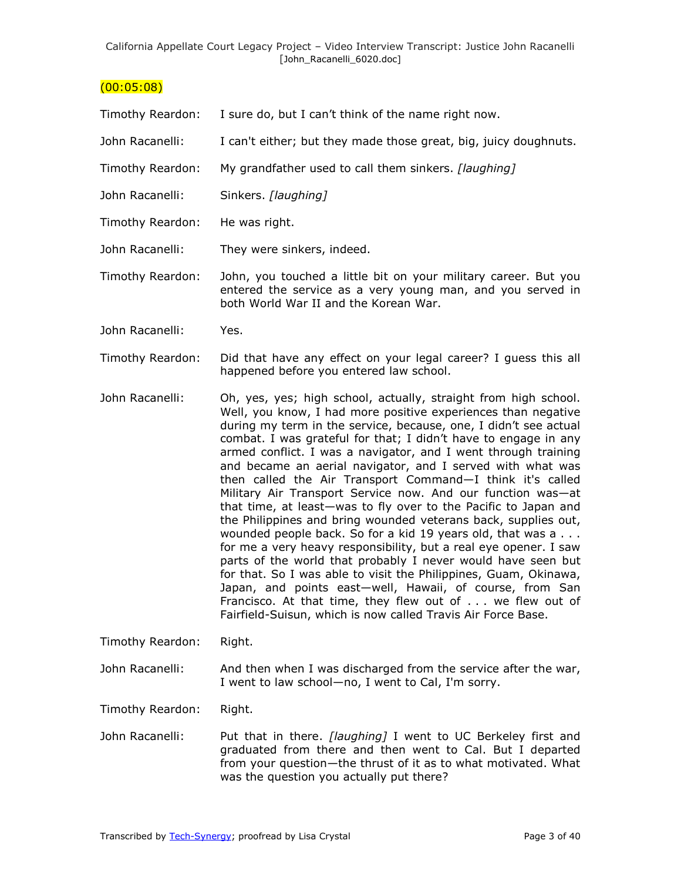(00:05:08)

Timothy Reardon: I sure do, but I can't think of the name right now.

John Racanelli: I can't either; but they made those great, big, juicy doughnuts.

Timothy Reardon: My grandfather used to call them sinkers. *[laughing]*

John Racanelli: Sinkers. *[laughing]*

Timothy Reardon: He was right.

John Racanelli: They were sinkers, indeed.

Timothy Reardon: John, you touched a little bit on your military career. But you entered the service as a very young man, and you served in both World War II and the Korean War.

John Racanelli: Yes.

Timothy Reardon: Did that have any effect on your legal career? I guess this all happened before you entered law school.

John Racanelli: Oh, yes, yes; high school, actually, straight from high school. Well, you know, I had more positive experiences than negative during my term in the service, because, one, I didn't see actual combat. I was grateful for that; I didn't have to engage in any armed conflict. I was a navigator, and I went through training and became an aerial navigator, and I served with what was then called the Air Transport Command—I think it's called Military Air Transport Service now. And our function was—at that time, at least—was to fly over to the Pacific to Japan and the Philippines and bring wounded veterans back, supplies out, wounded people back. So for a kid 19 years old, that was a . . . for me a very heavy responsibility, but a real eye opener. I saw parts of the world that probably I never would have seen but for that. So I was able to visit the Philippines, Guam, Okinawa, Japan, and points east—well, Hawaii, of course, from San Francisco. At that time, they flew out of . . . we flew out of Fairfield-Suisun, which is now called Travis Air Force Base.

Timothy Reardon: Right.

John Racanelli: And then when I was discharged from the service after the war, I went to law school—no, I went to Cal, I'm sorry.

Timothy Reardon: Right.

John Racanelli: Put that in there. *[laughing]* I went to UC Berkeley first and graduated from there and then went to Cal. But I departed from your question—the thrust of it as to what motivated. What was the question you actually put there?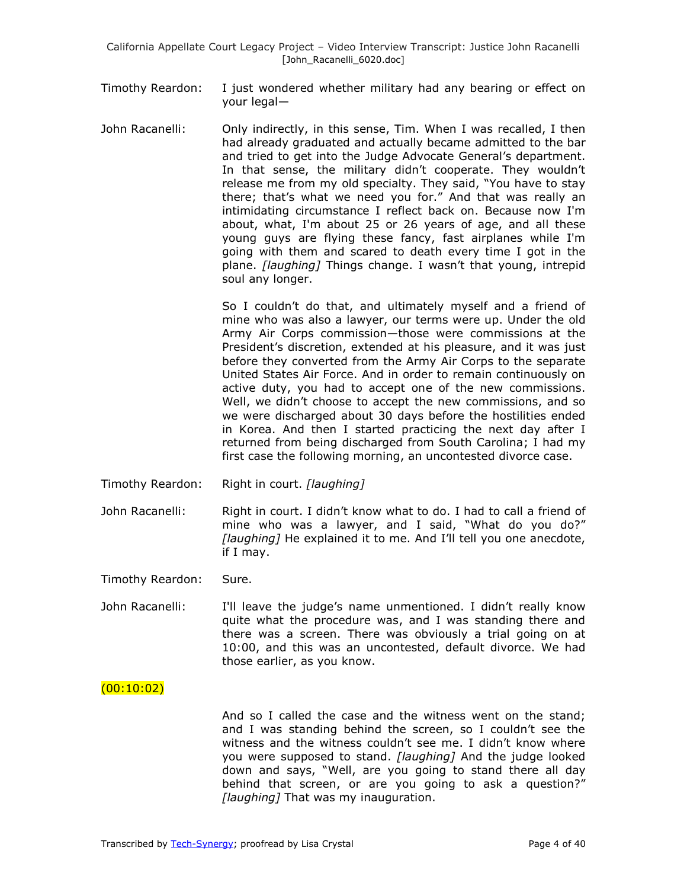Timothy Reardon: I just wondered whether military had any bearing or effect on your legal—

John Racanelli: Only indirectly, in this sense, Tim. When I was recalled, I then had already graduated and actually became admitted to the bar and tried to get into the Judge Advocate General's department. In that sense, the military didn't cooperate. They wouldn't release me from my old specialty. They said, "You have to stay there; that's what we need you for." And that was really an intimidating circumstance I reflect back on. Because now I'm about, what, I'm about 25 or 26 years of age, and all these young guys are flying these fancy, fast airplanes while I'm going with them and scared to death every time I got in the plane. *[laughing]* Things change. I wasn't that young, intrepid soul any longer.

So I couldn't do that, and ultimately myself and a friend of mine who was also a lawyer, our terms were up. Under the old Army Air Corps commission—those were commissions at the President's discretion, extended at his pleasure, and it was just before they converted from the Army Air Corps to the separate United States Air Force. And in order to remain continuously on active duty, you had to accept one of the new commissions. Well, we didn't choose to accept the new commissions, and so we were discharged about 30 days before the hostilities ended in Korea. And then I started practicing the next day after I returned from being discharged from South Carolina; I had my first case the following morning, an uncontested divorce case.

Timothy Reardon: Right in court. *[laughing]*

John Racanelli: Right in court. I didn't know what to do. I had to call a friend of mine who was a lawyer, and I said, "What do you do?" *[laughing]* He explained it to me. And I'll tell you one anecdote, if I may.

Timothy Reardon: Sure.

John Racanelli: I'll leave the judge's name unmentioned. I didn't really know quite what the procedure was, and I was standing there and there was a screen. There was obviously a trial going on at 10:00, and this was an uncontested, default divorce. We had those earlier, as you know.

(00:10:02)

And so I called the case and the witness went on the stand; and I was standing behind the screen, so I couldn't see the witness and the witness couldn't see me. I didn't know where you were supposed to stand. *[laughing]* And the judge looked down and says, "Well, are you going to stand there all day behind that screen, or are you going to ask a question?" *[laughing]* That was my inauguration.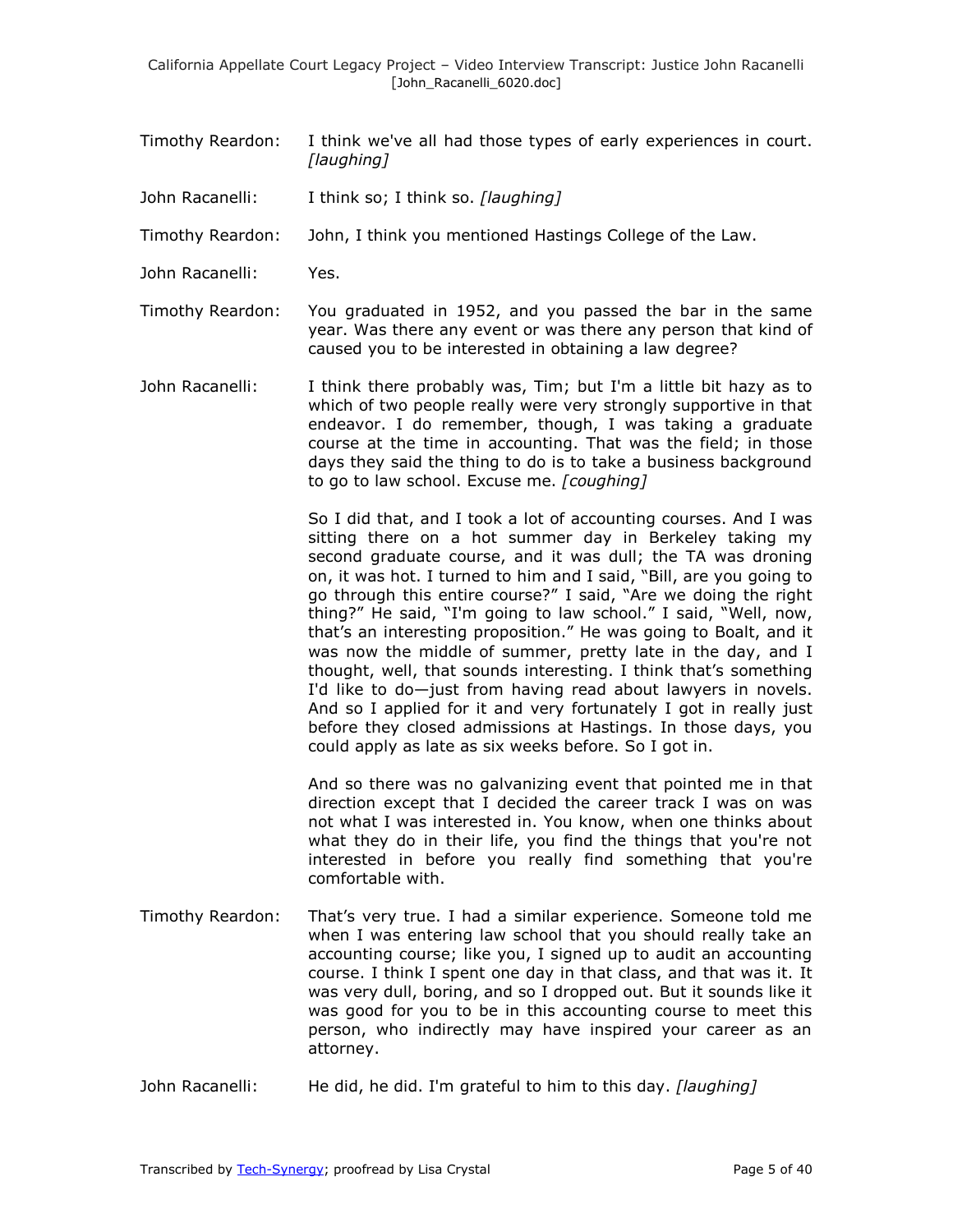Timothy Reardon: I think we've all had those types of early experiences in court. *[laughing]*

John Racanelli: I think so; I think so. *[laughing]*

Timothy Reardon: John, I think you mentioned Hastings College of the Law.

John Racanelli: Yes.

Timothy Reardon: You graduated in 1952, and you passed the bar in the same year. Was there any event or was there any person that kind of caused you to be interested in obtaining a law degree?

John Racanelli: I think there probably was, Tim; but I'm a little bit hazy as to which of two people really were very strongly supportive in that endeavor. I do remember, though, I was taking a graduate course at the time in accounting. That was the field; in those days they said the thing to do is to take a business background to go to law school. Excuse me. *[coughing]*

So I did that, and I took a lot of accounting courses. And I was sitting there on a hot summer day in Berkeley taking my second graduate course, and it was dull; the TA was droning on, it was hot. I turned to him and I said, "Bill, are you going to go through this entire course?" I said, "Are we doing the right thing?" He said, "I'm going to law school." I said, "Well, now, that's an interesting proposition." He was going to Boalt, and it was now the middle of summer, pretty late in the day, and I thought, well, that sounds interesting. I think that's something I'd like to do—just from having read about lawyers in novels. And so I applied for it and very fortunately I got in really just before they closed admissions at Hastings. In those days, you could apply as late as six weeks before. So I got in.

And so there was no galvanizing event that pointed me in that direction except that I decided the career track I was on was not what I was interested in. You know, when one thinks about what they do in their life, you find the things that you're not interested in before you really find something that you're comfortable with.

Timothy Reardon: That's very true. I had a similar experience. Someone told me when I was entering law school that you should really take an accounting course; like you, I signed up to audit an accounting course. I think I spent one day in that class, and that was it. It was very dull, boring, and so I dropped out. But it sounds like it was good for you to be in this accounting course to meet this person, who indirectly may have inspired your career as an attorney.

John Racanelli: He did, he did. I'm grateful to him to this day. *[laughing]*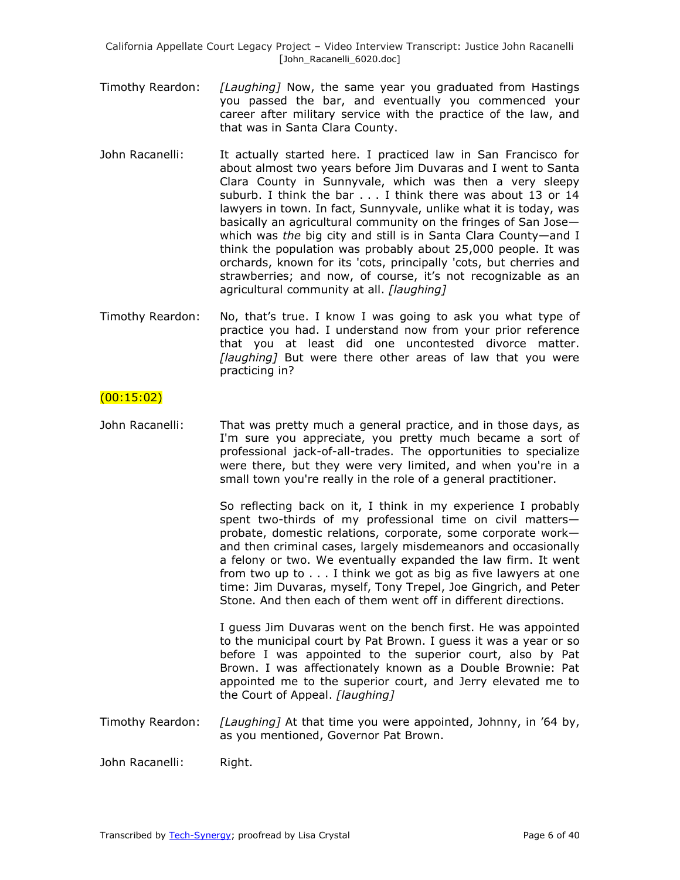Timothy Reardon: *[Laughing]* Now, the same year you graduated from Hastings you passed the bar, and eventually you commenced your career after military service with the practice of the law, and that was in Santa Clara County.

John Racanelli: It actually started here. I practiced law in San Francisco for about almost two years before Jim Duvaras and I went to Santa Clara County in Sunnyvale, which was then a very sleepy suburb. I think the bar . . . I think there was about 13 or 14 lawyers in town. In fact, Sunnyvale, unlike what it is today, was basically an agricultural community on the fringes of San Jose—which was *the* big city and still is in Santa Clara County—and I think the population was probably about 25,000 people. It was orchards, known for its 'cots, principally 'cots, but cherries and strawberries; and now, of course, it's not recognizable as an agricultural community at all. *[laughing]*

Timothy Reardon: No, that's true. I know I was going to ask you what type of practice you had. I understand now from your prior reference that you at least did one uncontested divorce matter. *[laughing]* But were there other areas of law that you were practicing in?

(00:15:02)

John Racanelli: That was pretty much a general practice, and in those days, as I'm sure you appreciate, you pretty much became a sort of professional jack-of-all-trades. The opportunities to specialize were there, but they were very limited, and when you're in a small town you're really in the role of a general practitioner.

So reflecting back on it, I think in my experience I probably spent two-thirds of my professional time on civil matters—probate, domestic relations, corporate, some corporate work—and then criminal cases, largely misdemeanors and occasionally a felony or two. We eventually expanded the law firm. It went from two up to . . . I think we got as big as five lawyers at one time: Jim Duvaras, myself, Tony Trepel, Joe Gingrich, and Peter Stone. And then each of them went off in different directions.

I guess Jim Duvaras went on the bench first. He was appointed to the municipal court by Pat Brown. I guess it was a year or so before I was appointed to the superior court, also by Pat Brown. I was affectionately known as a Double Brownie: Pat appointed me to the superior court, and Jerry elevated me to the Court of Appeal. *[laughing]*

Timothy Reardon: *[Laughing]* At that time you were appointed, Johnny, in '64 by, as you mentioned, Governor Pat Brown.

John Racanelli: Right.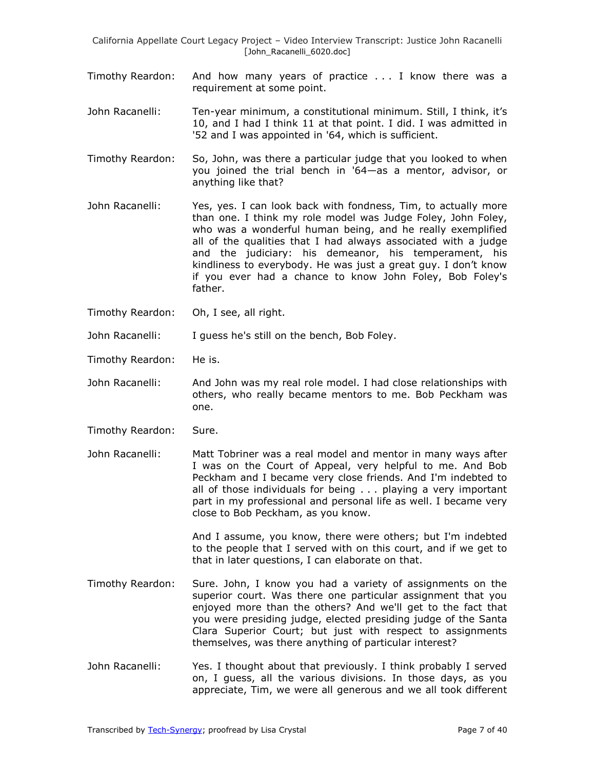Timothy Reardon: And how many years of practice . . . I know there was a requirement at some point.

John Racanelli: Ten-year minimum, a constitutional minimum. Still, I think, it's 10, and I had I think 11 at that point. I did. I was admitted in '52 and I was appointed in '64, which is sufficient.

Timothy Reardon: So, John, was there a particular judge that you looked to when you joined the trial bench in '64—as a mentor, advisor, or anything like that?

John Racanelli: Yes, yes. I can look back with fondness, Tim, to actually more than one. I think my role model was Judge Foley, John Foley, who was a wonderful human being, and he really exemplified all of the qualities that I had always associated with a judge and the judiciary: his demeanor, his temperament, his kindliness to everybody. He was just a great guy. I don't know if you ever had a chance to know John Foley, Bob Foley's father.

Timothy Reardon: Oh, I see, all right.

John Racanelli: I guess he's still on the bench, Bob Foley.

Timothy Reardon: He is.

John Racanelli: And John was my real role model. I had close relationships with others, who really became mentors to me. Bob Peckham was one.

Timothy Reardon: Sure.

John Racanelli: Matt Tobriner was a real model and mentor in many ways after I was on the Court of Appeal, very helpful to me. And Bob Peckham and I became very close friends. And I'm indebted to all of those individuals for being . . . playing a very important part in my professional and personal life as well. I became very close to Bob Peckham, as you know.

And I assume, you know, there were others; but I'm indebted to the people that I served with on this court, and if we get to that in later questions, I can elaborate on that.

Timothy Reardon: Sure. John, I know you had a variety of assignments on the superior court. Was there one particular assignment that you enjoyed more than the others? And we'll get to the fact that you were presiding judge, elected presiding judge of the Santa Clara Superior Court; but just with respect to assignments themselves, was there anything of particular interest?

John Racanelli: Yes. I thought about that previously. I think probably I served on, I guess, all the various divisions. In those days, as you appreciate, Tim, we were all generous and we all took different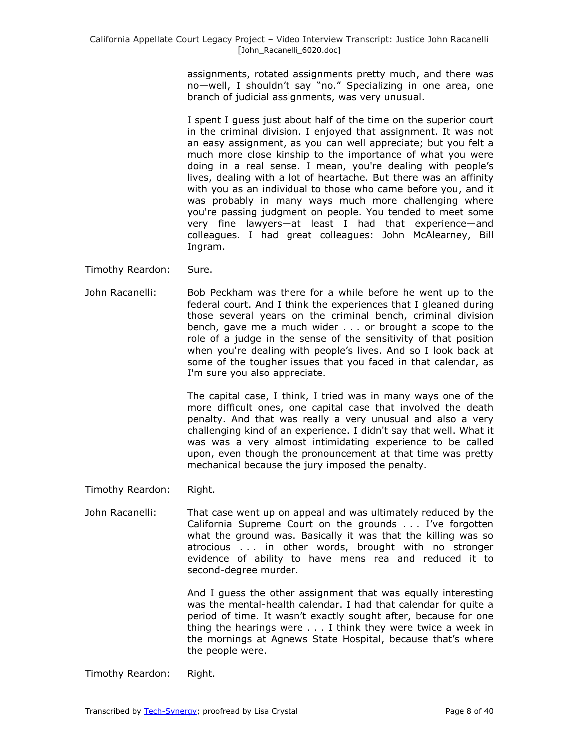assignments, rotated assignments pretty much, and there was no—well, I shouldn't say "no." Specializing in one area, one branch of judicial assignments, was very unusual.

I spent I guess just about half of the time on the superior court in the criminal division. I enjoyed that assignment. It was not an easy assignment, as you can well appreciate; but you felt a much more close kinship to the importance of what you were doing in a real sense. I mean, you're dealing with people's lives, dealing with a lot of heartache. But there was an affinity with you as an individual to those who came before you, and it was probably in many ways much more challenging where you're passing judgment on people. You tended to meet some very fine lawyers—at least I had that experience—and colleagues. I had great colleagues: John McAlearney, Bill Ingram.

Timothy Reardon: Sure.

John Racanelli: Bob Peckham was there for a while before he went up to the federal court. And I think the experiences that I gleaned during those several years on the criminal bench, criminal division bench, gave me a much wider . . . or brought a scope to the role of a judge in the sense of the sensitivity of that position when you're dealing with people's lives. And so I look back at some of the tougher issues that you faced in that calendar, as I'm sure you also appreciate.

The capital case, I think, I tried was in many ways one of the more difficult ones, one capital case that involved the death penalty. And that was really a very unusual and also a very challenging kind of an experience. I didn't say that well. What it was was a very almost intimidating experience to be called upon, even though the pronouncement at that time was pretty mechanical because the jury imposed the penalty.

Timothy Reardon: Right.

John Racanelli: That case went up on appeal and was ultimately reduced by the California Supreme Court on the grounds . . . I've forgotten what the ground was. Basically it was that the killing was so atrocious . . . in other words, brought with no stronger evidence of ability to have mens rea and reduced it to second-degree murder.

And I guess the other assignment that was equally interesting was the mental-health calendar. I had that calendar for quite a period of time. It wasn't exactly sought after, because for one thing the hearings were . . . I think they were twice a week in the mornings at Agnews State Hospital, because that's where the people were.

Timothy Reardon: Right.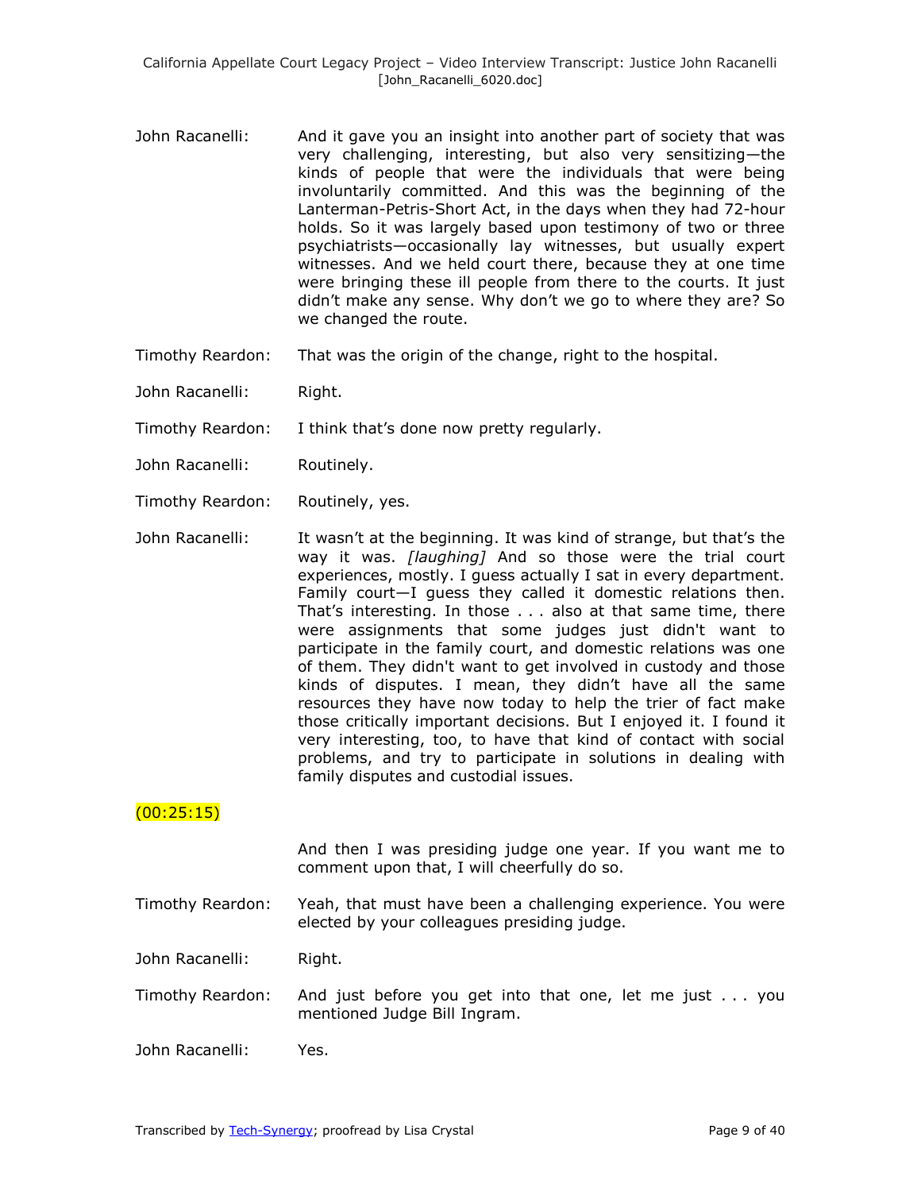John Racanelli: And it gave you an insight into another part of society that was very challenging, interesting, but also very sensitizing—the kinds of people that were the individuals that were being involuntarily committed. And this was the beginning of the Lanterman-Petris-Short Act, in the days when they had 72-hour holds. So it was largely based upon testimony of two or three psychiatrists—occasionally lay witnesses, but usually expert witnesses. And we held court there, because they at one time were bringing these ill people from there to the courts. It just didn't make any sense. Why don't we go to where they are? So we changed the route.

Timothy Reardon: That was the origin of the change, right to the hospital.

John Racanelli: Right.

Timothy Reardon: I think that's done now pretty regularly.

John Racanelli: Routinely.

Timothy Reardon: Routinely, yes.

John Racanelli: It wasn't at the beginning. It was kind of strange, but that's the way it was. *[laughing]* And so those were the trial court experiences, mostly. I guess actually I sat in every department. Family court—I guess they called it domestic relations then. That's interesting. In those . . . also at that same time, there were assignments that some judges just didn't want to participate in the family court, and domestic relations was one of them. They didn't want to get involved in custody and those kinds of disputes. I mean, they didn't have all the same resources they have now today to help the trier of fact make those critically important decisions. But I enjoyed it. I found it very interesting, too, to have that kind of contact with social problems, and try to participate in solutions in dealing with family disputes and custodial issues.

(00:25:15)

And then I was presiding judge one year. If you want me to comment upon that, I will cheerfully do so.

Timothy Reardon: Yeah, that must have been a challenging experience. You were elected by your colleagues presiding judge.

John Racanelli: Right.

Timothy Reardon: And just before you get into that one, let me just . . . you mentioned Judge Bill Ingram.

John Racanelli: Yes.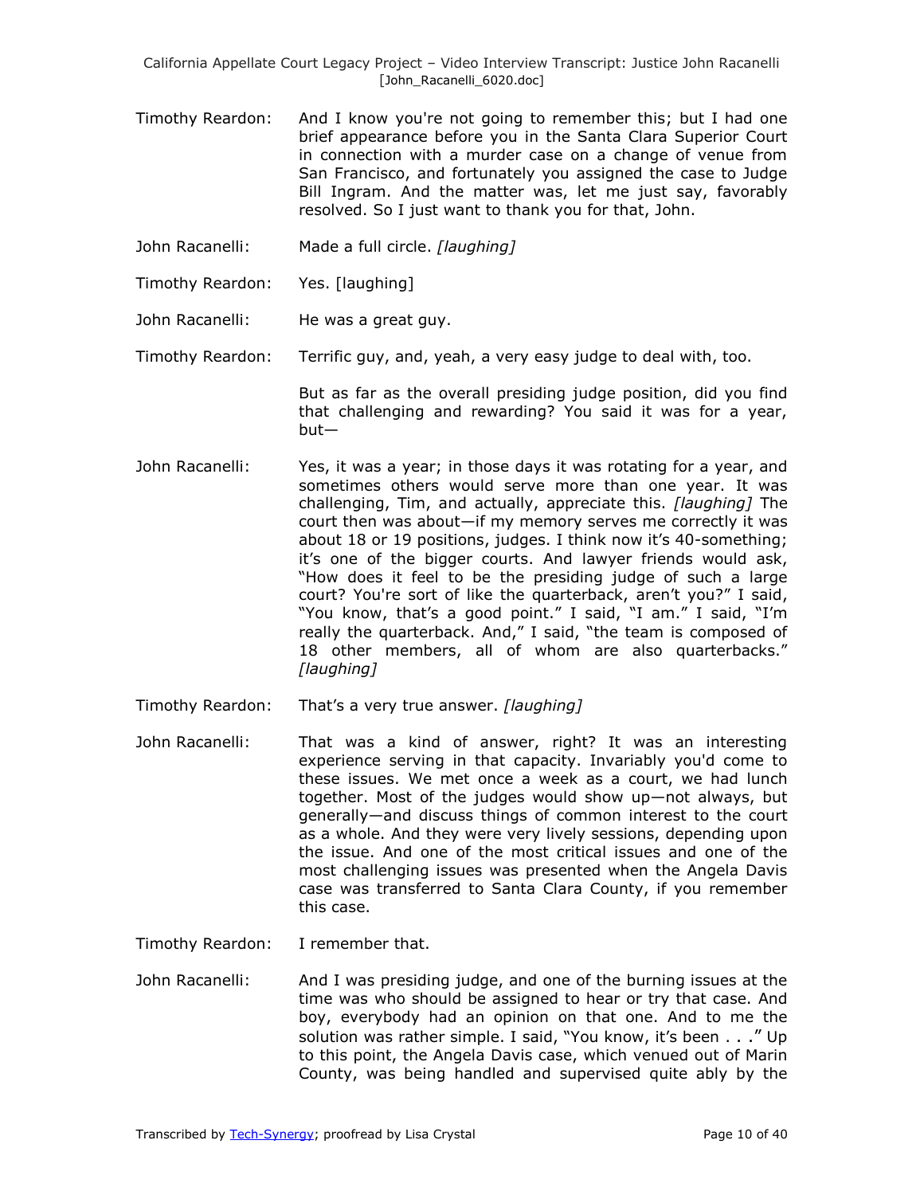Timothy Reardon: And I know you're not going to remember this; but I had one brief appearance before you in the Santa Clara Superior Court in connection with a murder case on a change of venue from San Francisco, and fortunately you assigned the case to Judge Bill Ingram. And the matter was, let me just say, favorably resolved. So I just want to thank you for that, John.

John Racanelli: Made a full circle. *[laughing]*

Timothy Reardon: Yes. [laughing]

John Racanelli: He was a great guy.

Timothy Reardon: Terrific guy, and, yeah, a very easy judge to deal with, too.

But as far as the overall presiding judge position, did you find that challenging and rewarding? You said it was for a year, but—

John Racanelli: Yes, it was a year; in those days it was rotating for a year, and sometimes others would serve more than one year. It was challenging, Tim, and actually, appreciate this. *[laughing]* The court then was about—if my memory serves me correctly it was about 18 or 19 positions, judges. I think now it's 40-something; it's one of the bigger courts. And lawyer friends would ask, "How does it feel to be the presiding judge of such a large court? You're sort of like the quarterback, aren't you?" I said, "You know, that's a good point." I said, "I am." I said, "I'm really the quarterback. And," I said, "the team is composed of 18 other members, all of whom are also quarterbacks." *[laughing]*

Timothy Reardon: That's a very true answer. *[laughing]*

John Racanelli: That was a kind of answer, right? It was an interesting experience serving in that capacity. Invariably you'd come to these issues. We met once a week as a court, we had lunch together. Most of the judges would show up—not always, but generally—and discuss things of common interest to the court as a whole. And they were very lively sessions, depending upon the issue. And one of the most critical issues and one of the most challenging issues was presented when the Angela Davis case was transferred to Santa Clara County, if you remember this case.

Timothy Reardon: I remember that.

John Racanelli: And I was presiding judge, and one of the burning issues at the time was who should be assigned to hear or try that case. And boy, everybody had an opinion on that one. And to me the solution was rather simple. I said, "You know, it's been . . ." Up to this point, the Angela Davis case, which venued out of Marin County, was being handled and supervised quite ably by the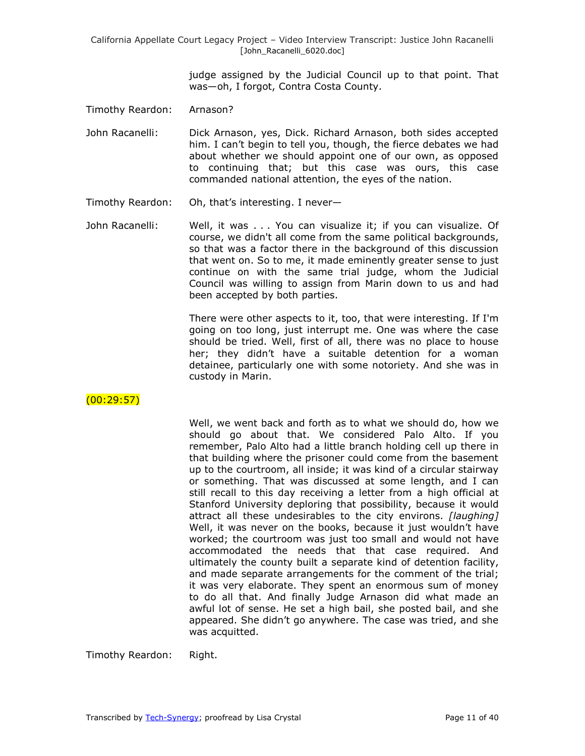judge assigned by the Judicial Council up to that point. That was—oh, I forgot, Contra Costa County.

Timothy Reardon: Arnason?

John Racanelli: Dick Arnason, yes, Dick. Richard Arnason, both sides accepted him. I can't begin to tell you, though, the fierce debates we had about whether we should appoint one of our own, as opposed to continuing that; but this case was ours, this case commanded national attention, the eyes of the nation.

Timothy Reardon: Oh, that's interesting. I never—

John Racanelli: Well, it was . . . You can visualize it; if you can visualize. Of course, we didn't all come from the same political backgrounds, so that was a factor there in the background of this discussion that went on. So to me, it made eminently greater sense to just continue on with the same trial judge, whom the Judicial Council was willing to assign from Marin down to us and had been accepted by both parties.

There were other aspects to it, too, that were interesting. If I'm going on too long, just interrupt me. One was where the case should be tried. Well, first of all, there was no place to house her; they didn't have a suitable detention for a woman detainee, particularly one with some notoriety. And she was in custody in Marin.

(00:29:57)

Well, we went back and forth as to what we should do, how we should go about that. We considered Palo Alto. If you remember, Palo Alto had a little branch holding cell up there in that building where the prisoner could come from the basement up to the courtroom, all inside; it was kind of a circular stairway or something. That was discussed at some length, and I can still recall to this day receiving a letter from a high official at Stanford University deploring that possibility, because it would attract all these undesirables to the city environs. *[laughing]* Well, it was never on the books, because it just wouldn't have worked; the courtroom was just too small and would not have accommodated the needs that that case required. And ultimately the county built a separate kind of detention facility, and made separate arrangements for the comment of the trial; it was very elaborate. They spent an enormous sum of money to do all that. And finally Judge Arnason did what made an awful lot of sense. He set a high bail, she posted bail, and she appeared. She didn't go anywhere. The case was tried, and she was acquitted.

Timothy Reardon: Right.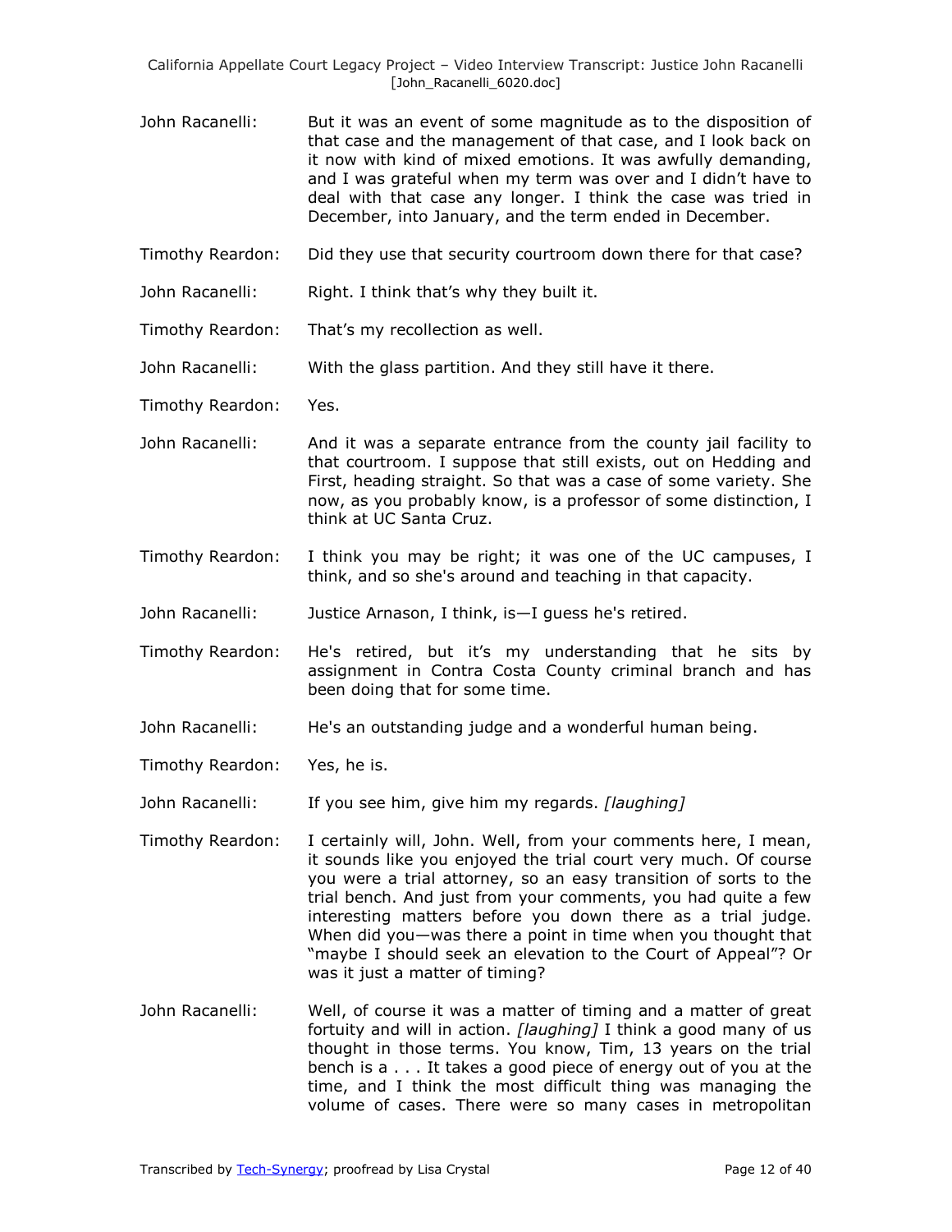John Racanelli: But it was an event of some magnitude as to the disposition of that case and the management of that case, and I look back on it now with kind of mixed emotions. It was awfully demanding, and I was grateful when my term was over and I didn't have to deal with that case any longer. I think the case was tried in December, into January, and the term ended in December.

Timothy Reardon: Did they use that security courtroom down there for that case?

John Racanelli: Right. I think that's why they built it.

Timothy Reardon: That's my recollection as well.

John Racanelli: With the glass partition. And they still have it there.

Timothy Reardon: Yes.

John Racanelli: And it was a separate entrance from the county jail facility to that courtroom. I suppose that still exists, out on Hedding and First, heading straight. So that was a case of some variety. She now, as you probably know, is a professor of some distinction, I think at UC Santa Cruz.

Timothy Reardon: I think you may be right; it was one of the UC campuses, I think, and so she's around and teaching in that capacity.

John Racanelli: Justice Arnason, I think, is—I guess he's retired.

Timothy Reardon: He's retired, but it's my understanding that he sits by assignment in Contra Costa County criminal branch and has been doing that for some time.

John Racanelli: He's an outstanding judge and a wonderful human being.

Timothy Reardon: Yes, he is.

John Racanelli: If you see him, give him my regards. *[laughing]*

Timothy Reardon: I certainly will, John. Well, from your comments here, I mean, it sounds like you enjoyed the trial court very much. Of course you were a trial attorney, so an easy transition of sorts to the trial bench. And just from your comments, you had quite a few interesting matters before you down there as a trial judge. When did you—was there a point in time when you thought that "maybe I should seek an elevation to the Court of Appeal"? Or was it just a matter of timing?

John Racanelli: Well, of course it was a matter of timing and a matter of great fortuity and will in action. *[laughing]* I think a good many of us thought in those terms. You know, Tim, 13 years on the trial bench is a . . . It takes a good piece of energy out of you at the time, and I think the most difficult thing was managing the volume of cases. There were so many cases in metropolitan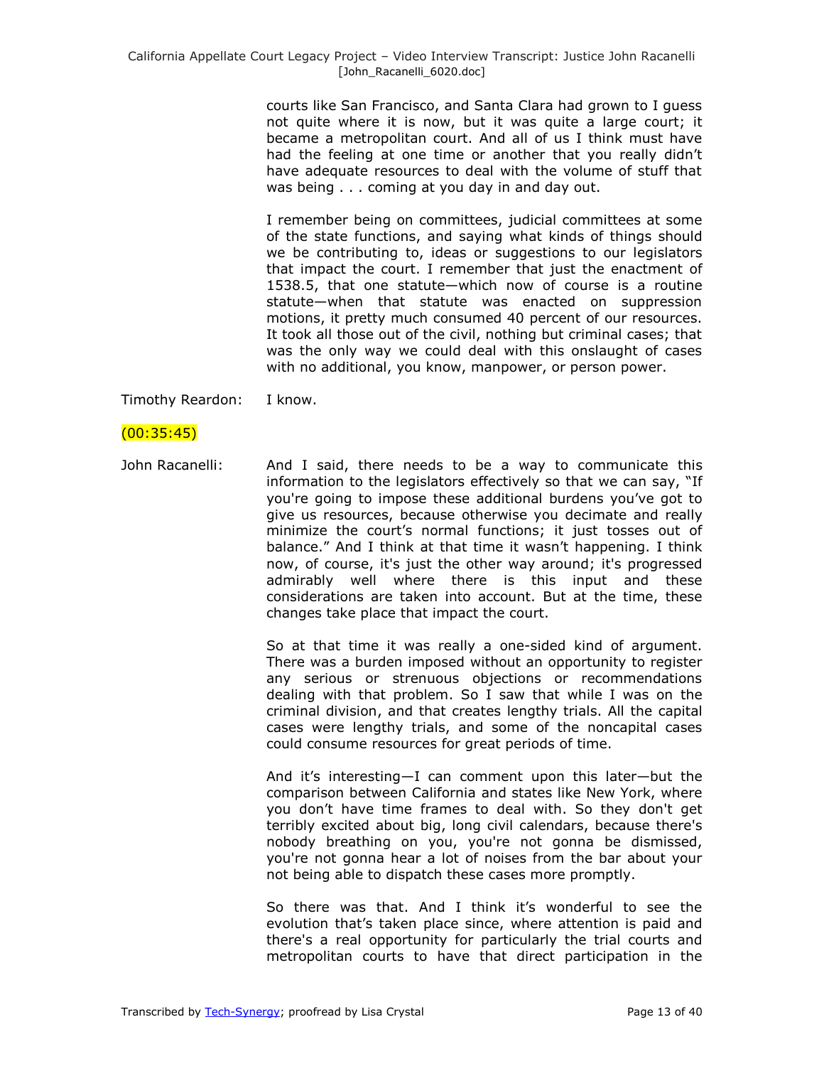courts like San Francisco, and Santa Clara had grown to I guess not quite where it is now, but it was quite a large court; it became a metropolitan court. And all of us I think must have had the feeling at one time or another that you really didn't have adequate resources to deal with the volume of stuff that was being . . . coming at you day in and day out.

I remember being on committees, judicial committees at some of the state functions, and saying what kinds of things should we be contributing to, ideas or suggestions to our legislators that impact the court. I remember that just the enactment of 1538.5, that one statute—which now of course is a routine statute—when that statute was enacted on suppression motions, it pretty much consumed 40 percent of our resources. It took all those out of the civil, nothing but criminal cases; that was the only way we could deal with this onslaught of cases with no additional, you know, manpower, or person power.

Timothy Reardon: I know.

(00:35:45)

John Racanelli: And I said, there needs to be a way to communicate this information to the legislators effectively so that we can say, "If you're going to impose these additional burdens you've got to give us resources, because otherwise you decimate and really minimize the court's normal functions; it just tosses out of balance." And I think at that time it wasn't happening. I think now, of course, it's just the other way around; it's progressed admirably well where there is this input and these considerations are taken into account. But at the time, these changes take place that impact the court.

So at that time it was really a one-sided kind of argument. There was a burden imposed without an opportunity to register any serious or strenuous objections or recommendations dealing with that problem. So I saw that while I was on the criminal division, and that creates lengthy trials. All the capital cases were lengthy trials, and some of the noncapital cases could consume resources for great periods of time.

And it's interesting—I can comment upon this later—but the comparison between California and states like New York, where you don't have time frames to deal with. So they don't get terribly excited about big, long civil calendars, because there's nobody breathing on you, you're not gonna be dismissed, you're not gonna hear a lot of noises from the bar about your not being able to dispatch these cases more promptly.

So there was that. And I think it's wonderful to see the evolution that's taken place since, where attention is paid and there's a real opportunity for particularly the trial courts and metropolitan courts to have that direct participation in the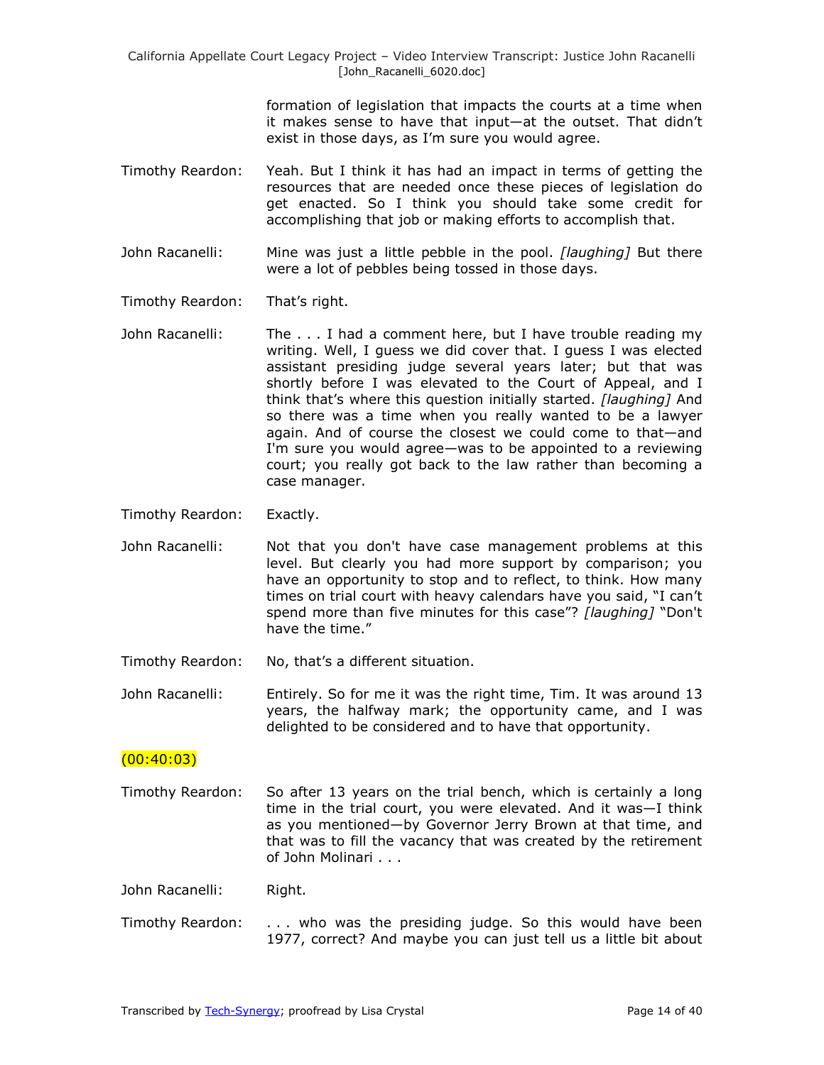formation of legislation that impacts the courts at a time when it makes sense to have that input—at the outset. That didn't exist in those days, as I'm sure you would agree.

Timothy Reardon: Yeah. But I think it has had an impact in terms of getting the resources that are needed once these pieces of legislation do get enacted. So I think you should take some credit for accomplishing that job or making efforts to accomplish that.

John Racanelli: Mine was just a little pebble in the pool. *[laughing]* But there were a lot of pebbles being tossed in those days.

Timothy Reardon: That's right.

John Racanelli: The . . . I had a comment here, but I have trouble reading my writing. Well, I guess we did cover that. I guess I was elected assistant presiding judge several years later; but that was shortly before I was elevated to the Court of Appeal, and I think that's where this question initially started. *[laughing]* And so there was a time when you really wanted to be a lawyer again. And of course the closest we could come to that—and I'm sure you would agree—was to be appointed to a reviewing court; you really got back to the law rather than becoming a case manager.

Timothy Reardon: Exactly.

John Racanelli: Not that you don't have case management problems at this level. But clearly you had more support by comparison; you have an opportunity to stop and to reflect, to think. How many times on trial court with heavy calendars have you said, "I can't spend more than five minutes for this case"? *[laughing]* "Don't have the time."

Timothy Reardon: No, that's a different situation.

John Racanelli: Entirely. So for me it was the right time, Tim. It was around 13 years, the halfway mark; the opportunity came, and I was delighted to be considered and to have that opportunity.

(00:40:03)

Timothy Reardon: So after 13 years on the trial bench, which is certainly a long time in the trial court, you were elevated. And it was—I think as you mentioned—by Governor Jerry Brown at that time, and that was to fill the vacancy that was created by the retirement of John Molinari . . .

John Racanelli: Right.

Timothy Reardon: . . . who was the presiding judge. So this would have been 1977, correct? And maybe you can just tell us a little bit about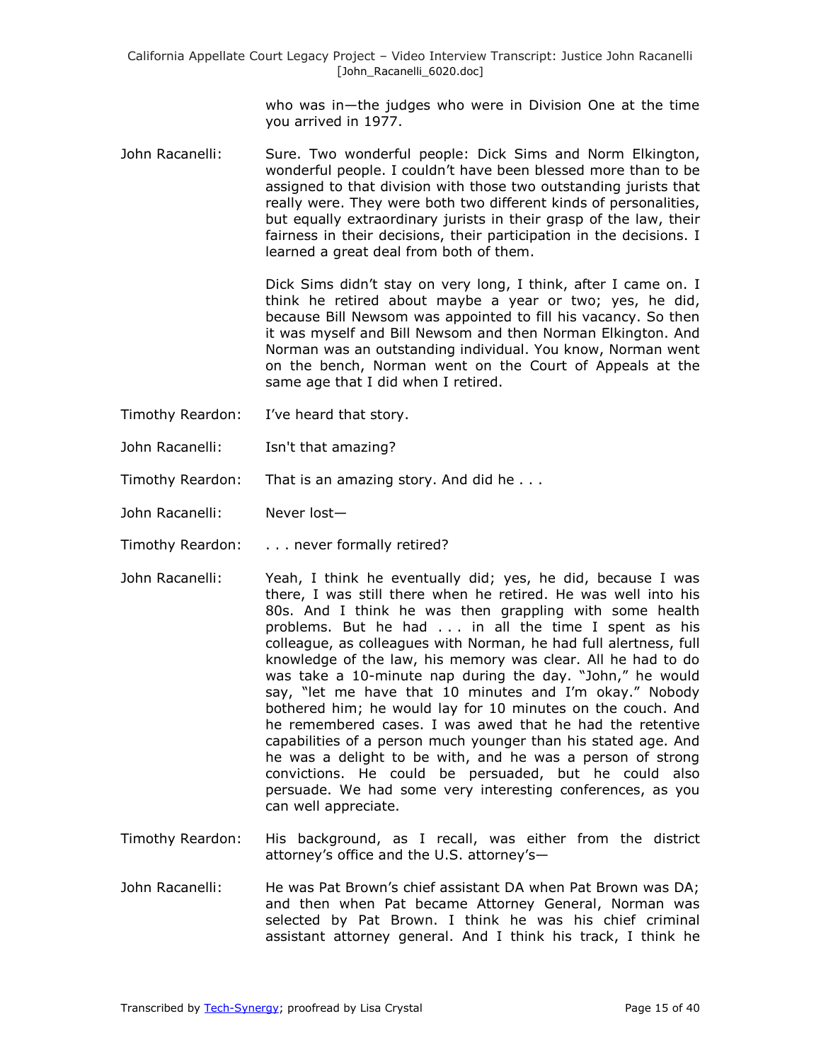who was in—the judges who were in Division One at the time you arrived in 1977.

John Racanelli: Sure. Two wonderful people: Dick Sims and Norm Elkington, wonderful people. I couldn't have been blessed more than to be assigned to that division with those two outstanding jurists that really were. They were both two different kinds of personalities, but equally extraordinary jurists in their grasp of the law, their fairness in their decisions, their participation in the decisions. I learned a great deal from both of them.

Dick Sims didn't stay on very long, I think, after I came on. I think he retired about maybe a year or two; yes, he did, because Bill Newsom was appointed to fill his vacancy. So then it was myself and Bill Newsom and then Norman Elkington. And Norman was an outstanding individual. You know, Norman went on the bench, Norman went on the Court of Appeals at the same age that I did when I retired.

Timothy Reardon: I've heard that story.

John Racanelli: Isn't that amazing?

Timothy Reardon: That is an amazing story. And did he . . .

John Racanelli: Never lost—

Timothy Reardon: . . . never formally retired?

John Racanelli: Yeah, I think he eventually did; yes, he did, because I was there, I was still there when he retired. He was well into his 80s. And I think he was then grappling with some health problems. But he had . . . in all the time I spent as his colleague, as colleagues with Norman, he had full alertness, full knowledge of the law, his memory was clear. All he had to do was take a 10-minute nap during the day. "John," he would say, "let me have that 10 minutes and I'm okay." Nobody bothered him; he would lay for 10 minutes on the couch. And he remembered cases. I was awed that he had the retentive capabilities of a person much younger than his stated age. And he was a delight to be with, and he was a person of strong convictions. He could be persuaded, but he could also persuade. We had some very interesting conferences, as you can well appreciate.

Timothy Reardon: His background, as I recall, was either from the district attorney's office and the U.S. attorney's—

John Racanelli: He was Pat Brown's chief assistant DA when Pat Brown was DA; and then when Pat became Attorney General, Norman was selected by Pat Brown. I think he was his chief criminal assistant attorney general. And I think his track, I think he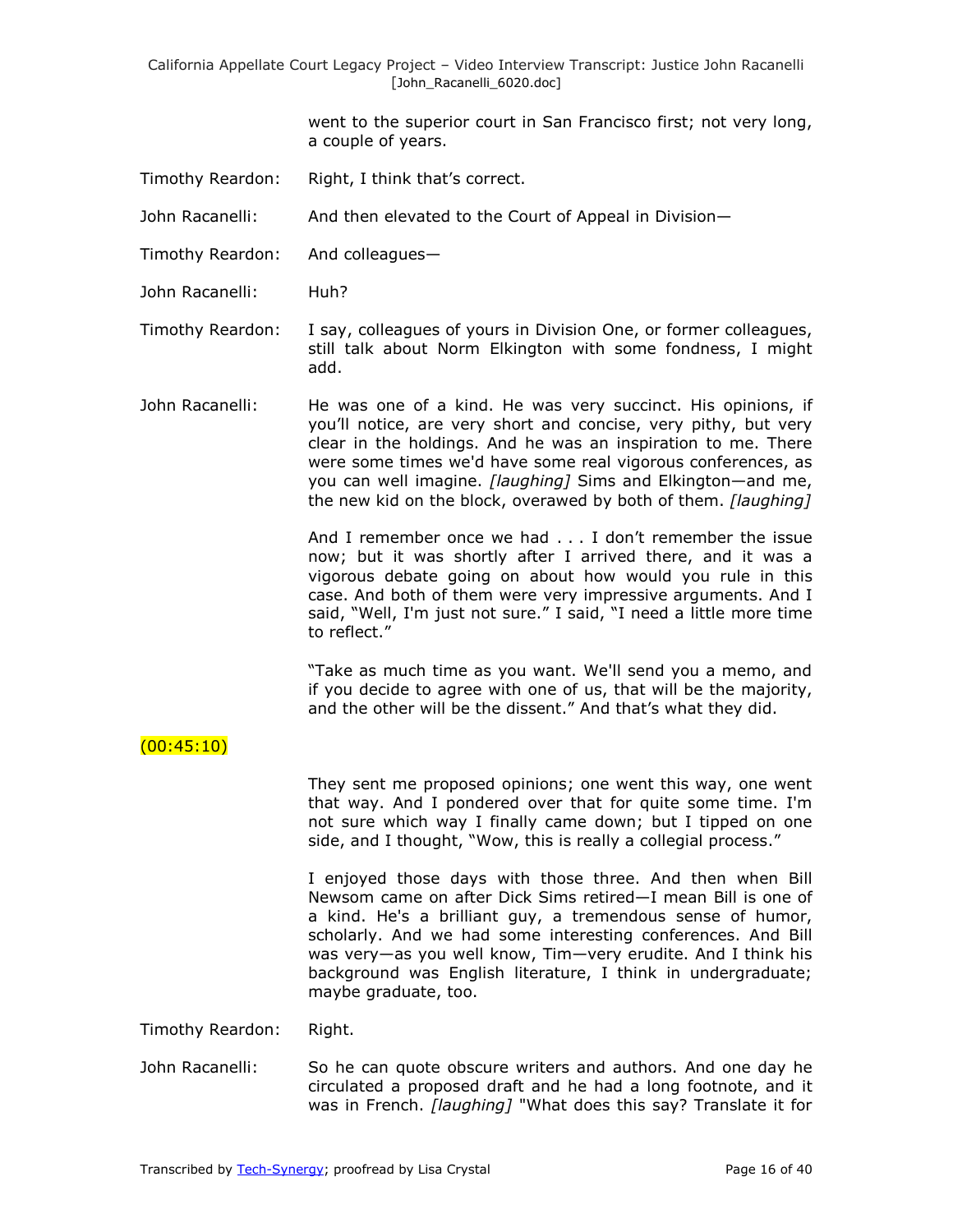went to the superior court in San Francisco first; not very long, a couple of years.

Timothy Reardon: Right, I think that's correct.

John Racanelli: And then elevated to the Court of Appeal in Division—

Timothy Reardon: And colleagues—

John Racanelli: Huh?

Timothy Reardon: I say, colleagues of yours in Division One, or former colleagues, still talk about Norm Elkington with some fondness, I might add.

John Racanelli: He was one of a kind. He was very succinct. His opinions, if you'll notice, are very short and concise, very pithy, but very clear in the holdings. And he was an inspiration to me. There were some times we'd have some real vigorous conferences, as you can well imagine. *[laughing]* Sims and Elkington—and me, the new kid on the block, overawed by both of them. *[laughing]*

And I remember once we had . . . I don't remember the issue now; but it was shortly after I arrived there, and there was a vigorous debate going on about how would you rule in this case. And both of them were very impressive arguments. And I said, "Well, I'm just not sure." I said, "I need a little more time to reflect."

"Take as much time as you want. We'll send you a memo, and if you decide to agree with one of us, that will be the majority, and the other will be the dissent." And that's what they did.

(00:45:10)

They sent me proposed opinions; one went this way, one went that way. And I pondered over that for quite some time. I'm not sure which way I finally came down; but I tipped on one side, and I thought, "Wow, this is really a collegial process."

I enjoyed those days with those three. And then when Bill Newsom came on after Dick Sims retired—I mean Bill is one of a kind. He's a brilliant guy, a tremendous sense of humor, scholarly. And we had some interesting conferences. And Bill was very—as you well know, Tim—very erudite. And I think his background was English literature, I think in undergraduate; maybe graduate, too.

Timothy Reardon: Right.

John Racanelli: So he can quote obscure writers and authors. And one day he circulated a proposed draft and he had a long footnote, and it was in French. *[laughing]* "What does this say? Translate it for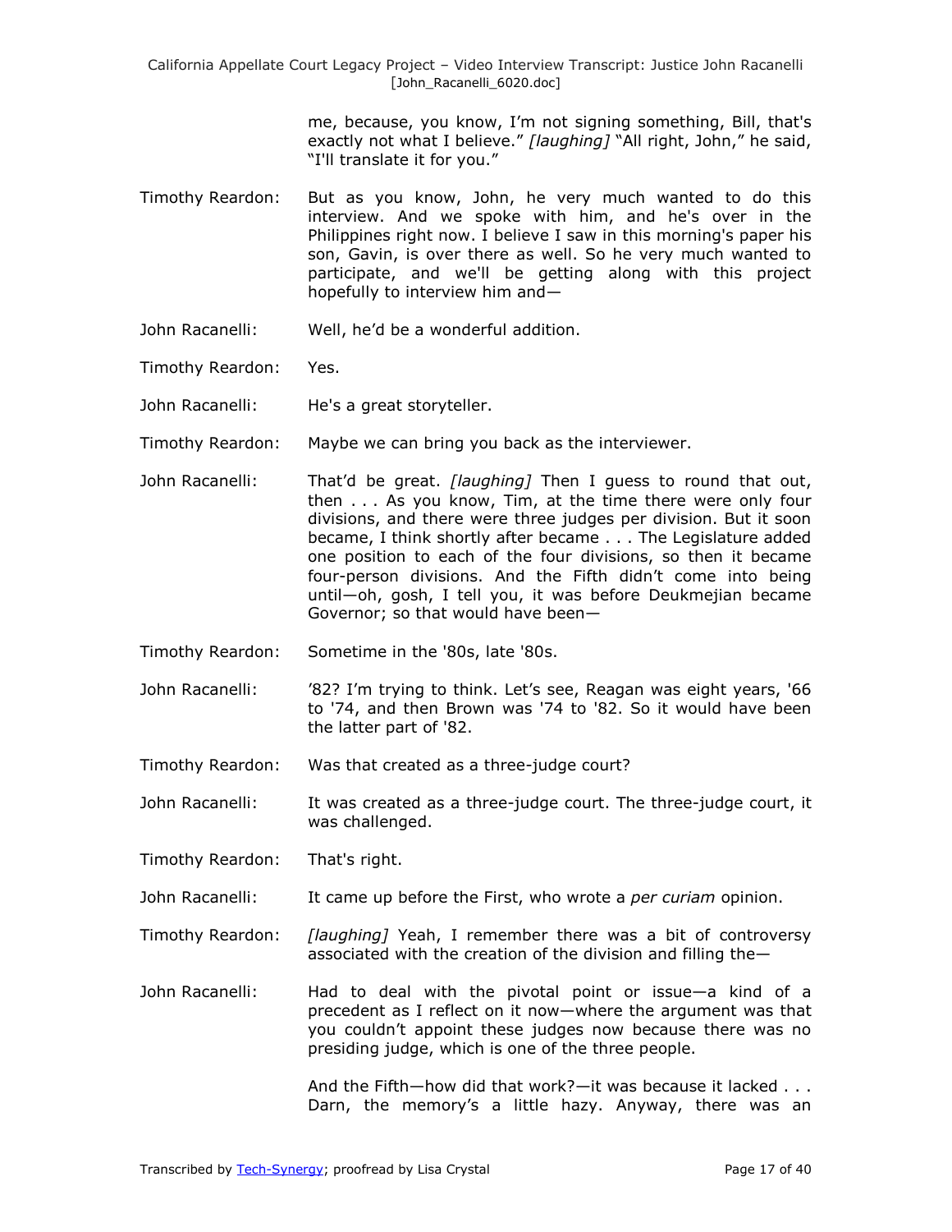me, because, you know, I'm not signing something, Bill, that's exactly not what I believe." *[laughing]* "All right, John," he said, "I'll translate it for you."

Timothy Reardon: But as you know, John, he very much wanted to do this interview. And we spoke with him, and he's over in the Philippines right now. I believe I saw in this morning's paper his son, Gavin, is over there as well. So he very much wanted to participate, and we'll be getting along with this project hopefully to interview him and—

John Racanelli: Well, he'd be a wonderful addition.

Timothy Reardon: Yes.

John Racanelli: He's a great storyteller.

Timothy Reardon: Maybe we can bring you back as the interviewer.

John Racanelli: That'd be great. *[laughing]* Then I guess to round that out, then . . . As you know, Tim, at the time there were only four divisions, and there were three judges per division. But it soon became, I think shortly after became . . . The Legislature added one position to each of the four divisions, so then it became four-person divisions. And the Fifth didn't come into being until—oh, gosh, I tell you, it was before Deukmejian became Governor; so that would have been—

Timothy Reardon: Sometime in the '80s, late '80s.

John Racanelli: '82? I'm trying to think. Let's see, Reagan was eight years, '66 to '74, and then Brown was '74 to '82. So it would have been the latter part of '82.

Timothy Reardon: Was that created as a three-judge court?

John Racanelli: It was created as a three-judge court. The three-judge court, it was challenged.

Timothy Reardon: That's right.

John Racanelli: It came up before the First, who wrote a *per curiam* opinion.

Timothy Reardon: *[laughing]* Yeah, I remember there was a bit of controversy associated with the creation of the division and filling the—

John Racanelli: Had to deal with the pivotal point or issue—a kind of a precedent as I reflect on it now—where the argument was that you couldn't appoint these judges now because there was no presiding judge, which is one of the three people.

And the Fifth—how did that work?—it was because it lacked . . . Darn, the memory's a little hazy. Anyway, there was an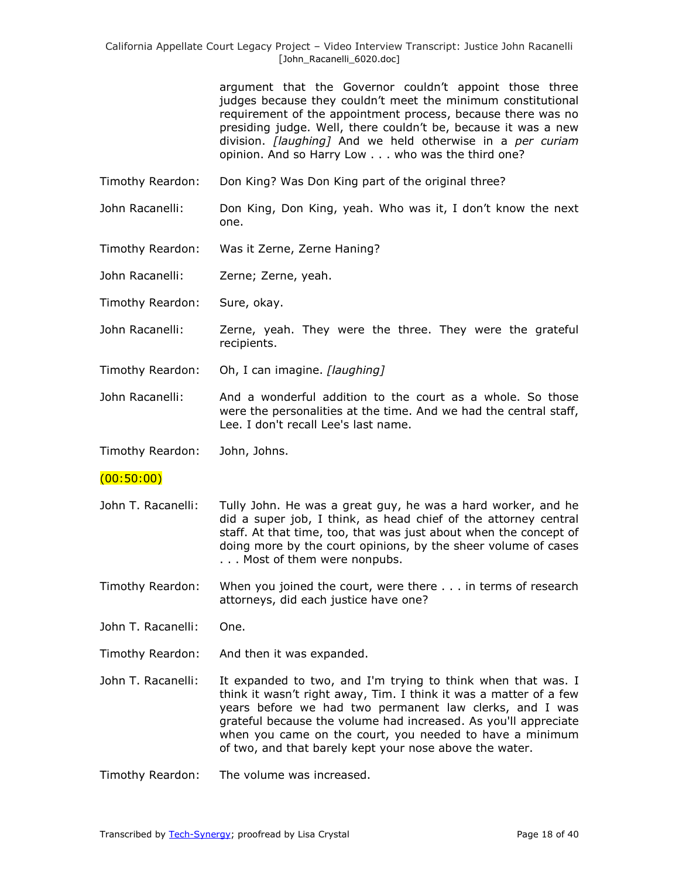argument that the Governor couldn't appoint those three judges because they couldn't meet the minimum constitutional requirement of the appointment process, because there was no presiding judge. Well, there couldn't be, because it was a new division. *[laughing]* And we held otherwise in a *per curiam* opinion. And so Harry Low . . . who was the third one?

Timothy Reardon: Don King? Was Don King part of the original three?

John Racanelli: Don King, Don King, yeah. Who was it, I don't know the next one.

Timothy Reardon: Was it Zerne, Zerne Haning?

John Racanelli: Zerne; Zerne, yeah.

Timothy Reardon: Sure, okay.

John Racanelli: Zerne, yeah. They were the three. They were the grateful recipients.

Timothy Reardon: Oh, I can imagine. *[laughing]*

John Racanelli: And a wonderful addition to the court as a whole. So those were the personalities at the time. And we had the central staff, Lee. I don't recall Lee's last name.

Timothy Reardon: John, Johns.

(00:50:00)

John T. Racanelli: Tully John. He was a great guy, he was a hard worker, and he did a super job, I think, as head chief of the attorney central staff. At that time, too, that was just about when the concept of doing more by the court opinions, by the sheer volume of cases . . . Most of them were nonpubs.

Timothy Reardon: When you joined the court, were there . . . in terms of research attorneys, did each justice have one?

John T. Racanelli: One.

Timothy Reardon: And then it was expanded.

John T. Racanelli: It expanded to two, and I'm trying to think when that was. I think it wasn't right away, Tim. I think it was a matter of a few years before we had two permanent law clerks, and I was grateful because the volume had increased. As you'll appreciate when you came on the court, you needed to have a minimum of two, and that barely kept your nose above the water.

Timothy Reardon: The volume was increased.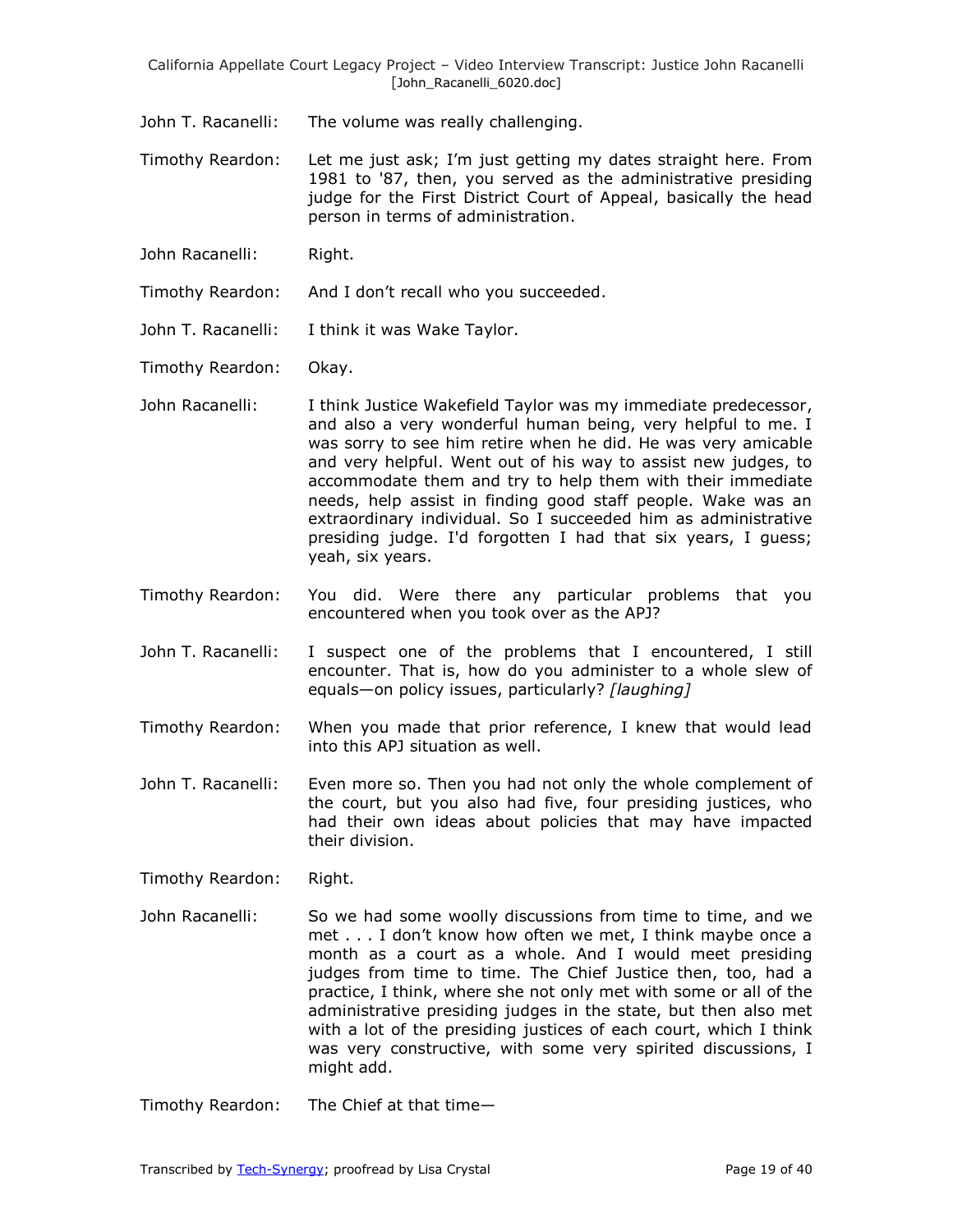John T. Racanelli: The volume was really challenging.

Timothy Reardon: Let me just ask; I'm just getting my dates straight here. From 1981 to '87, then, you served as the administrative presiding judge for the First District Court of Appeal, basically the head person in terms of administration.

John Racanelli: Right.

Timothy Reardon: And I don't recall who you succeeded.

John T. Racanelli: I think it was Wake Taylor.

Timothy Reardon: Okay.

John Racanelli: I think Justice Wakefield Taylor was my immediate predecessor, and also a very wonderful human being, very helpful to me. I was sorry to see him retire when he did. He was very amicable and very helpful. Went out of his way to assist new judges, to accommodate them and try to help them with their immediate needs, help assist in finding good staff people. Wake was an extraordinary individual. So I succeeded him as administrative presiding judge. I'd forgotten I had that six years, I guess; yeah, six years.

Timothy Reardon: You did. Were there any particular problems that you encountered when you took over as the APJ?

John T. Racanelli: I suspect one of the problems that I encountered, I still encounter. That is, how do you administer to a whole slew of equals—on policy issues, particularly? *[laughing]*

Timothy Reardon: When you made that prior reference, I knew that would lead into this APJ situation as well.

John T. Racanelli: Even more so. Then you had not only the whole complement of the court, but you also had five, four presiding justices, who had their own ideas about policies that may have impacted their division.

Timothy Reardon: Right.

John Racanelli: So we had some woolly discussions from time to time, and we met . . . I don't know how often we met, I think maybe once a month as a court as a whole. And I would meet presiding judges from time to time. The Chief Justice then, too, had a practice, I think, where she not only met with some or all of the administrative presiding judges in the state, but then also met with a lot of the presiding justices of each court, which I think was very constructive, with some very spirited discussions, I might add.

Timothy Reardon: The Chief at that time—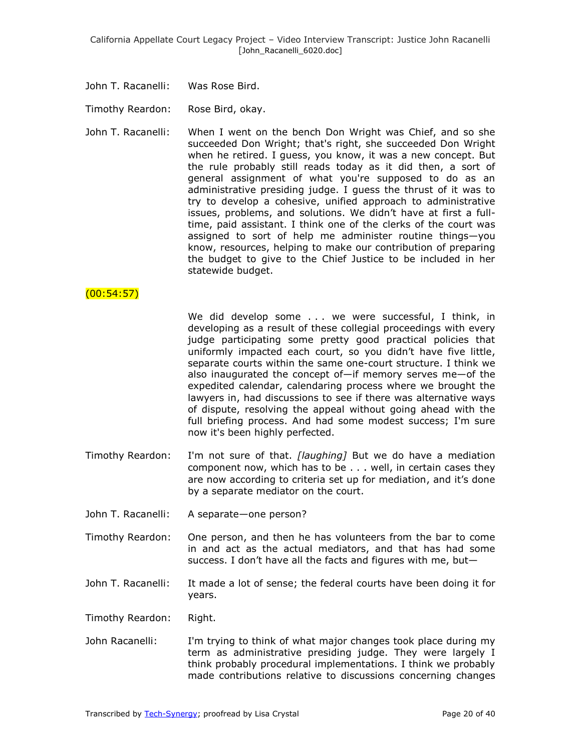John T. Racanelli: Was Rose Bird.

Timothy Reardon: Rose Bird, okay.

John T. Racanelli: When I went on the bench Don Wright was Chief, and so she succeeded Don Wright; that's right, she succeeded Don Wright when he retired. I guess, you know, it was a new concept. But the rule probably still reads today as it did then, a sort of general assignment of what you're supposed to do as an administrative presiding judge. I guess the thrust of it was to try to develop a cohesive, unified approach to administrative issues, problems, and solutions. We didn't have at first a full-time, paid assistant. I think one of the clerks of the court was assigned to sort of help me administer routine things—you know, resources, helping to make our contribution of preparing the budget to give to the Chief Justice to be included in her statewide budget.

(00:54:57)

We did develop some . . . we were successful, I think, in developing as a result of these collegial proceedings with every judge participating some pretty good practical policies that uniformly impacted each court, so you didn't have five little, separate courts within the same one-court structure. I think we also inaugurated the concept of—if memory serves me—of the expedited calendar, calendaring process where we brought the lawyers in, had discussions to see if there was alternative ways of dispute, resolving the appeal without going ahead with the full briefing process. And had some modest success; I'm sure now it's been highly perfected.

Timothy Reardon: I'm not sure of that. *[laughing]* But we do have a mediation component now, which has to be . . . well, in certain cases they are now according to criteria set up for mediation, and it's done by a separate mediator on the court.

John T. Racanelli: A separate—one person?

Timothy Reardon: One person, and then he has volunteers from the bar to come in and act as the actual mediators, and that has had some success. I don't have all the facts and figures with me, but—

John T. Racanelli: It made a lot of sense; the federal courts have been doing it for years.

Timothy Reardon: Right.

John Racanelli: I'm trying to think of what major changes took place during my term as administrative presiding judge. They were largely I think probably procedural implementations. I think we probably made contributions relative to discussions concerning changes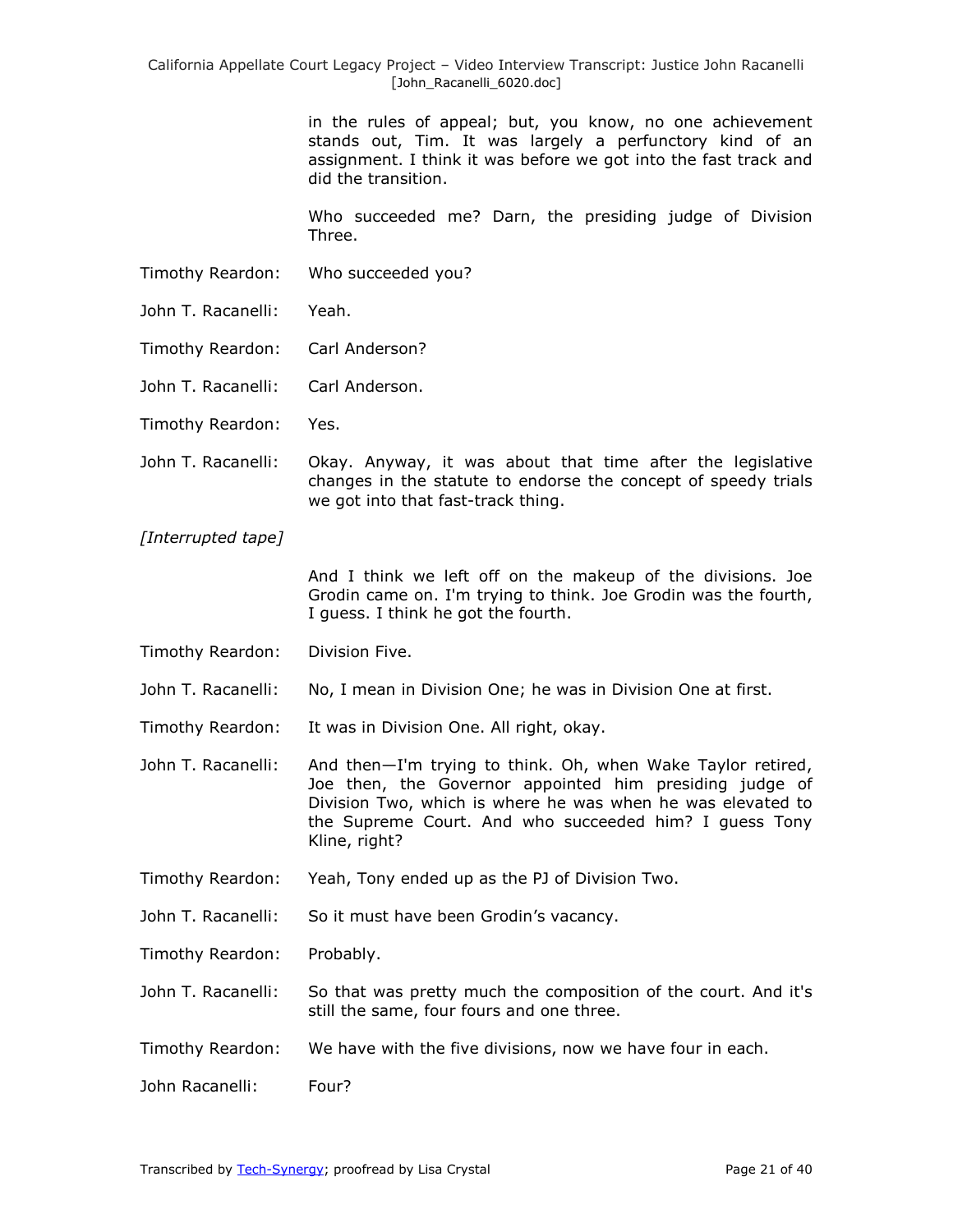in the rules of appeal; but, you know, no one achievement stands out, Tim. It was largely a perfunctory kind of an assignment. I think it was before we got into the fast track and did the transition.

Who succeeded me? Darn, the presiding judge of Division Three.

Timothy Reardon: Who succeeded you?

John T. Racanelli: Yeah.

Timothy Reardon: Carl Anderson?

John T. Racanelli: Carl Anderson.

Timothy Reardon: Yes.

John T. Racanelli: Okay. Anyway, it was about that time after the legislative changes in the statute to endorse the concept of speedy trials we got into that fast-track thing.

*[Interrupted tape]*

And I think we left off on the makeup of the divisions. Joe Grodin came on. I'm trying to think. Joe Grodin was the fourth, I guess. I think he got the fourth.

Timothy Reardon: Division Five.

John T. Racanelli: No, I mean in Division One; he was in Division One at first.

Timothy Reardon: It was in Division One. All right, okay.

John T. Racanelli: And then—I'm trying to think. Oh, when Wake Taylor retired, Joe then, the Governor appointed him presiding judge of Division Two, which is where he was when he was elevated to the Supreme Court. And who succeeded him? I guess Tony Kline, right?

Timothy Reardon: Yeah, Tony ended up as the PJ of Division Two.

John T. Racanelli: So it must have been Grodin's vacancy.

Timothy Reardon: Probably.

John T. Racanelli: So that was pretty much the composition of the court. And it's still the same, four fours and one three.

Timothy Reardon: We have with the five divisions, now we have four in each.

John Racanelli: Four?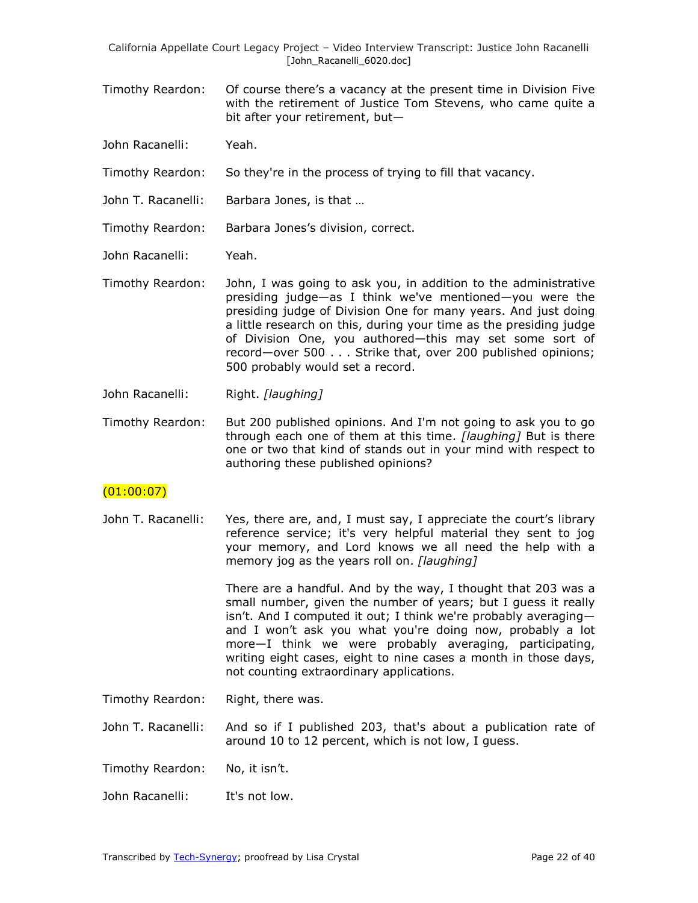Timothy Reardon: Of course there's a vacancy at the present time in Division Five with the retirement of Justice Tom Stevens, who came quite a bit after your retirement, but—

John Racanelli: Yeah.

Timothy Reardon: So they're in the process of trying to fill that vacancy.

John T. Racanelli: Barbara Jones, is that …

Timothy Reardon: Barbara Jones's division, correct.

John Racanelli: Yeah.

Timothy Reardon: John, I was going to ask you, in addition to the administrative presiding judge—as I think we've mentioned—you were the presiding judge of Division One for many years. And just doing a little research on this, during your time as the presiding judge of Division One, you authored—this may set some sort of record—over 500 . . . Strike that, over 200 published opinions; 500 probably would set a record.

John Racanelli: Right. *[laughing]*

Timothy Reardon: But 200 published opinions. And I'm not going to ask you to go through each one of them at this time. *[laughing]* But is there one or two that kind of stands out in your mind with respect to authoring these published opinions?

(01:00:07)

John T. Racanelli: Yes, there are, and, I must say, I appreciate the court's library reference service; it's very helpful material they sent to jog your memory, and Lord knows we all need the help with a memory jog as the years roll on. *[laughing]*

There are a handful. And by the way, I thought that 203 was a small number, given the number of years; but I guess it really isn't. And I computed it out; I think we're probably averaging—and I won't ask you what you're doing now, probably a lot more—I think we were probably averaging, participating, writing eight cases, eight to nine cases a month in those days, not counting extraordinary applications.

Timothy Reardon: Right, there was.

John T. Racanelli: And so if I published 203, that's about a publication rate of around 10 to 12 percent, which is not low, I guess.

Timothy Reardon: No, it isn't.

John Racanelli: It's not low.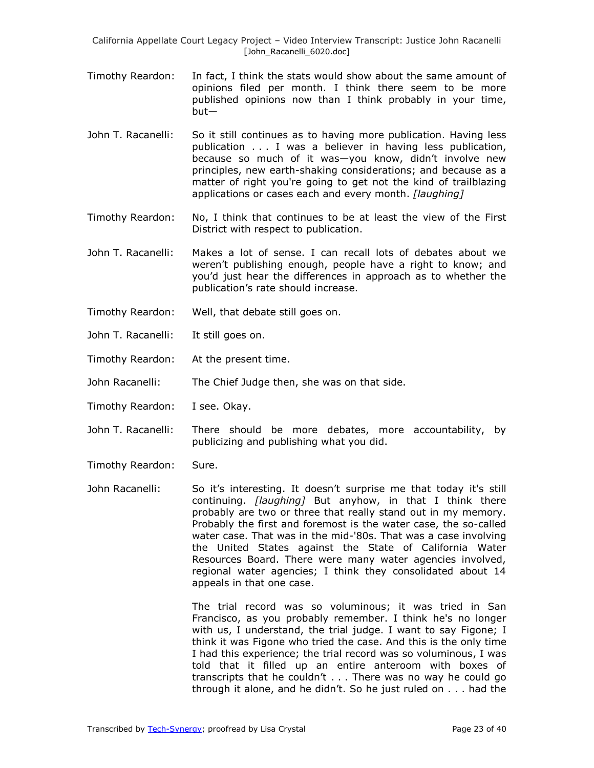Timothy Reardon: In fact, I think the stats would show about the same amount of opinions filed per month. I think there seem to be more published opinions now than I think probably in your time, but—

John T. Racanelli: So it still continues as to having more publication. Having less publication . . . I was a believer in having less publication, because so much of it was—you know, didn't involve new principles, new earth-shaking considerations; and because as a matter of right you're going to get not the kind of trailblazing applications or cases each and every month. *[laughing]*

Timothy Reardon: No, I think that continues to be at least the view of the First District with respect to publication.

John T. Racanelli: Makes a lot of sense. I can recall lots of debates about we weren't publishing enough, people have a right to know; and you'd just hear the differences in approach as to whether the publication's rate should increase.

Timothy Reardon: Well, that debate still goes on.

John T. Racanelli: It still goes on.

Timothy Reardon: At the present time.

John Racanelli: The Chief Judge then, she was on that side.

Timothy Reardon: I see. Okay.

John T. Racanelli: There should be more debates, more accountability, by publicizing and publishing what you did.

Timothy Reardon: Sure.

John Racanelli: So it's interesting. It doesn't surprise me that today it's still continuing. *[laughing]* But anyhow, in that I think there probably are two or three that really stand out in my memory. Probably the first and foremost is the water case, the so-called water case. That was in the mid-'80s. That was a case involving the United States against the State of California Water Resources Board. There were many water agencies involved, regional water agencies; I think they consolidated about 14 appeals in that one case.

The trial record was so voluminous; it was tried in San Francisco, as you probably remember. I think he's no longer with us, I understand, the trial judge. I want to say Figone; I think it was Figone who tried the case. And this is the only time I had this experience; the trial record was so voluminous, I was told that it filled up an entire anteroom with boxes of transcripts that he couldn't . . . There was no way he could go through it alone, and he didn't. So he just ruled on . . . had the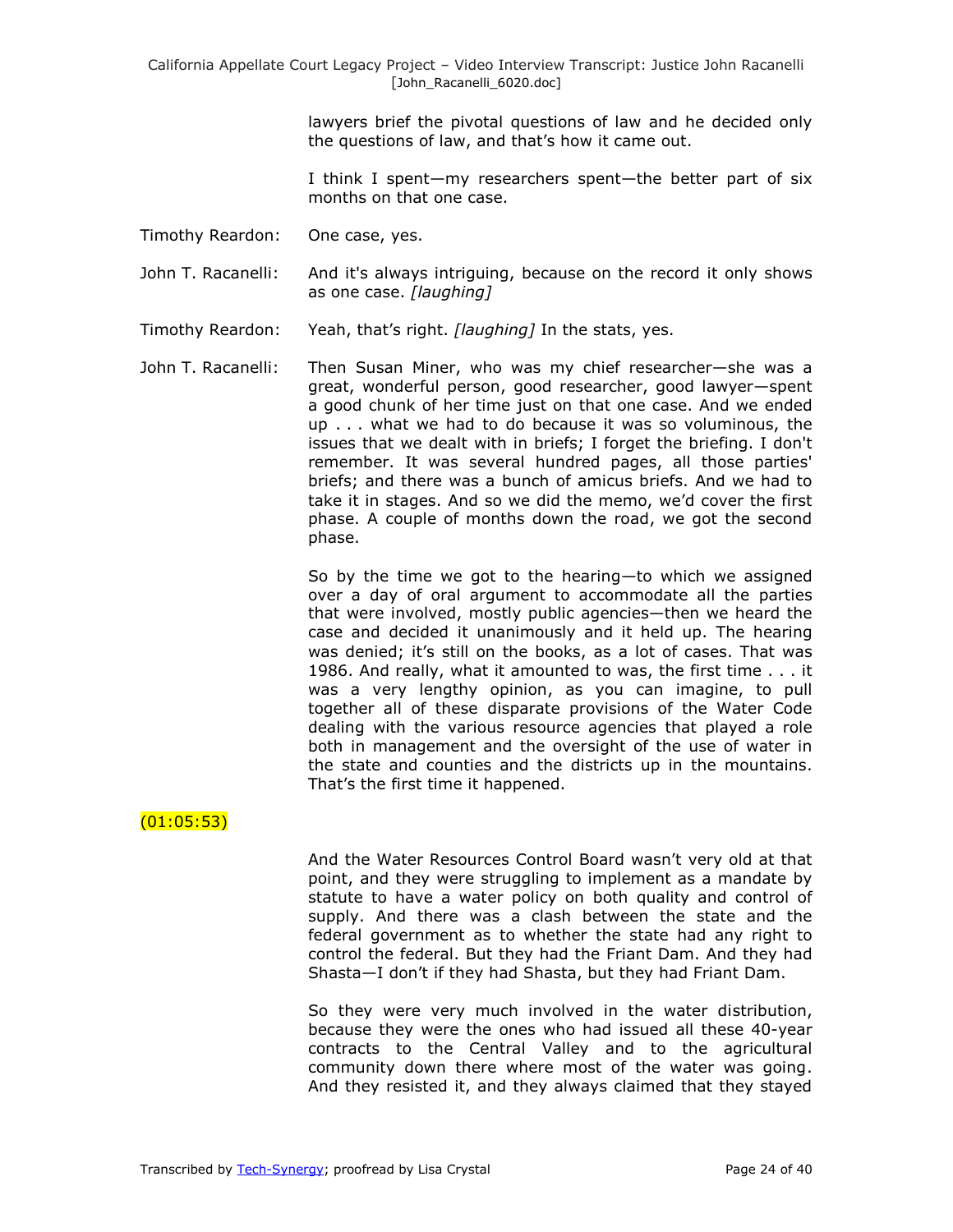lawyers brief the pivotal questions of law and he decided only the questions of law, and that's how it came out.

I think I spent—my researchers spent—the better part of six months on that one case.

Timothy Reardon: One case, yes.

John T. Racanelli: And it's always intriguing, because on the record it only shows as one case. *[laughing]*

Timothy Reardon: Yeah, that's right. *[laughing]* In the stats, yes.

John T. Racanelli: Then Susan Miner, who was my chief researcher—she was a great, wonderful person, good researcher, good lawyer—spent a good chunk of her time just on that one case. And we ended up . . . what we had to do because it was so voluminous, the issues that we dealt with in briefs; I forget the briefing. I don't remember. It was several hundred pages, all those parties' briefs; and there was a bunch of amicus briefs. And we had to take it in stages. And so we did the memo, we'd cover the first phase. A couple of months down the road, we got the second phase.

So by the time we got to the hearing—to which we assigned over a day of oral argument to accommodate all the parties that were involved, mostly public agencies—then we heard the case and decided it unanimously and it held up. The hearing was denied; it's still on the books, as a lot of cases. That was 1986. And really, what it amounted to was, the first time . . . it was a very lengthy opinion, as you can imagine, to pull together all of these disparate provisions of the Water Code dealing with the various resource agencies that played a role both in management and the oversight of the use of water in the state and counties and the districts up in the mountains. That's the first time it happened.

(01:05:53)

And the Water Resources Control Board wasn't very old at that point, and they were struggling to implement as a mandate by statute to have a water policy on both quality and control of supply. And there was a clash between the state and the federal government as to whether the state had any right to control the federal. But they had the Friant Dam. And they had Shasta—I don't if they had Shasta, but they had Friant Dam.

So they were very much involved in the water distribution, because they were the ones who had issued all these 40-year contracts to the Central Valley and to the agricultural community down there where most of the water was going. And they resisted it, and they always claimed that they stayed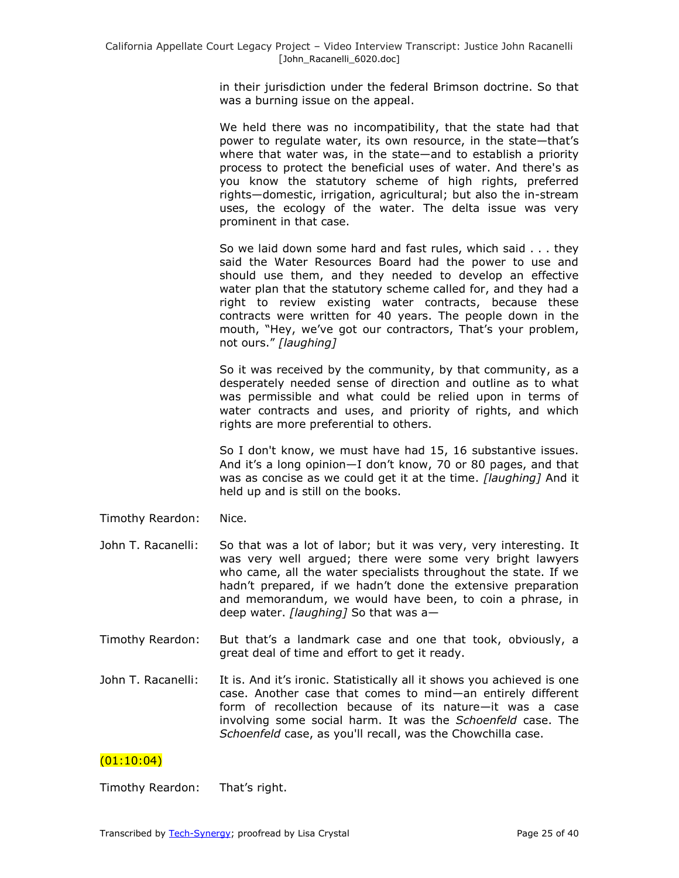in their jurisdiction under the federal Brimson doctrine. So that was a burning issue on the appeal.

We held there was no incompatibility, that the state had that power to regulate water, its own resource, in the state—that's where that water was, in the state—and to establish a priority process to protect the beneficial uses of water. And there's as you know the statutory scheme of high rights, preferred rights—domestic, irrigation, agricultural; but also the in-stream uses, the ecology of the water. The delta issue was very prominent in that case.

So we laid down some hard and fast rules, which said . . . they said the Water Resources Board had the power to use and should use them, and they needed to develop an effective water plan that the statutory scheme called for, and they had a right to review existing water contracts, because these contracts were written for 40 years. The people down in the mouth, "Hey, we've got our contractors, That's your problem, not ours." *[laughing]*

So it was received by the community, by that community, as a desperately needed sense of direction and outline as to what was permissible and what could be relied upon in terms of water contracts and uses, and priority of rights, and which rights are more preferential to others.

So I don't know, we must have had 15, 16 substantive issues. And it's a long opinion—I don't know, 70 or 80 pages, and that was as concise as we could get it at the time. *[laughing]* And it held up and is still on the books.

Timothy Reardon: Nice.

John T. Racanelli: So that was a lot of labor; but it was very, very interesting. It was very well argued; there were some very bright lawyers who came, all the water specialists throughout the state. If we hadn't prepared, if we hadn't done the extensive preparation and memorandum, we would have been, to coin a phrase, in deep water. *[laughing]* So that was a—

Timothy Reardon: But that's a landmark case and one that took, obviously, a great deal of time and effort to get it ready.

John T. Racanelli: It is. And it's ironic. Statistically all it shows you achieved is one case. Another case that comes to mind—an entirely different form of recollection because of its nature—it was a case involving some social harm. It was the *Schoenfeld* case. The *Schoenfeld* case, as you'll recall, was the Chowchilla case.

(01:10:04)

Timothy Reardon: That's right.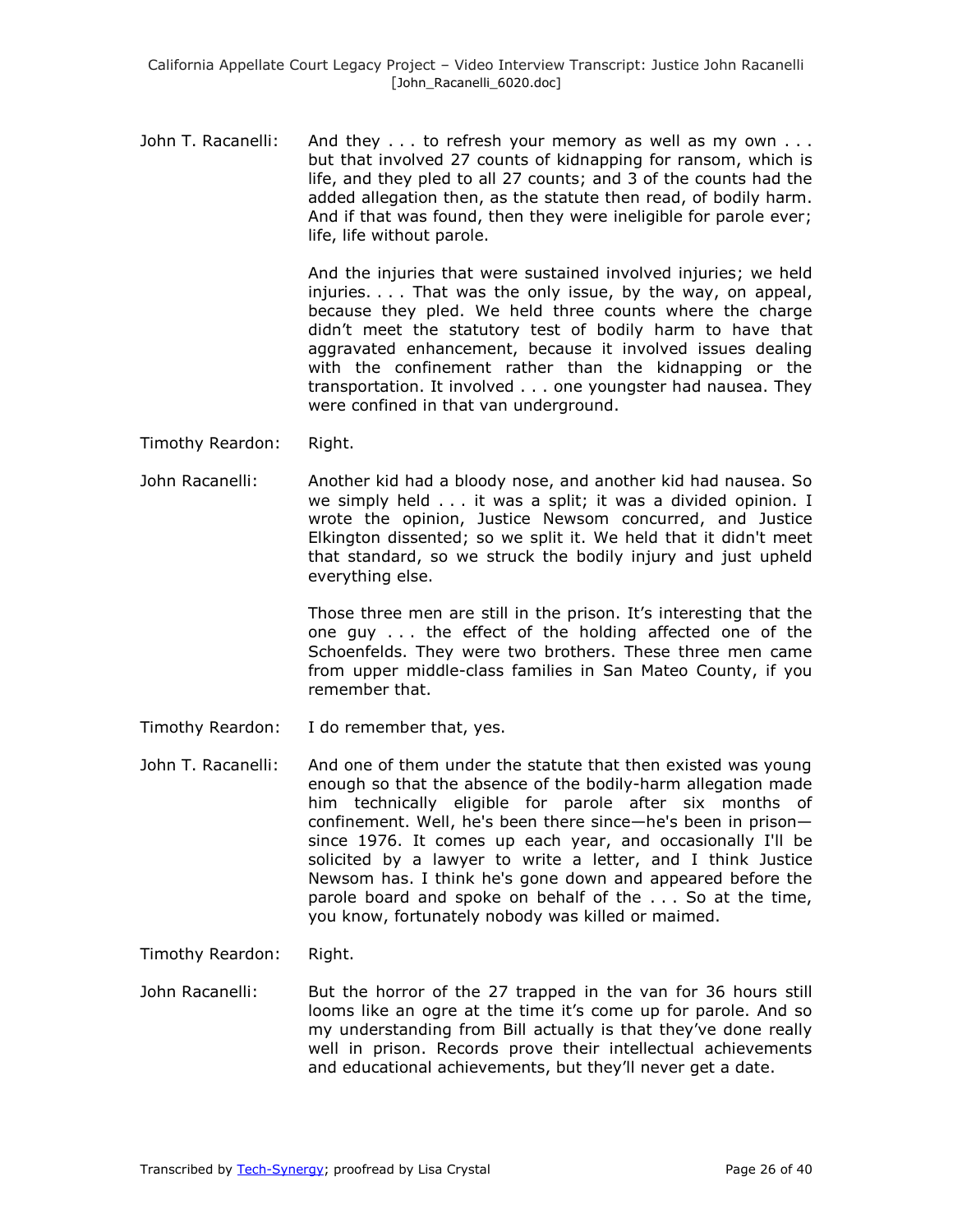John T. Racanelli: And they . . . to refresh your memory as well as my own . . . but that involved 27 counts of kidnapping for ransom, which is life, and they pled to all 27 counts; and 3 of the counts had the added allegation then, as the statute then read, of bodily harm. And if that was found, then they were ineligible for parole ever; life, life without parole.

And the injuries that were sustained involved injuries; we held injuries. . . . That was the only issue, by the way, on appeal, because they pled. We held three counts where the charge didn't meet the statutory test of bodily harm to have that aggravated enhancement, because it involved issues dealing with the confinement rather than the kidnapping or the transportation. It involved . . . one youngster had nausea. They were confined in that van underground.

Timothy Reardon: Right.

John Racanelli: Another kid had a bloody nose, and another kid had nausea. So we simply held . . . it was a split; it was a divided opinion. I wrote the opinion, Justice Newsom concurred, and Justice Elkington dissented; so we split it. We held that it didn't meet that standard, so we struck the bodily injury and just upheld everything else.

Those three men are still in the prison. It's interesting that the one guy . . . the effect of the holding affected one of the Schoenfelds. They were two brothers. These three men came from upper middle-class families in San Mateo County, if you remember that.

Timothy Reardon: I do remember that, yes.

John T. Racanelli: And one of them under the statute that then existed was young enough so that the absence of the bodily-harm allegation made him technically eligible for parole after six months of confinement. Well, he's been there since—he's been in prison—since 1976. It comes up each year, and occasionally I'll be solicited by a lawyer to write a letter, and I think Justice Newsom has. I think he's gone down and appeared before the parole board and spoke on behalf of the . . . So at the time, you know, fortunately nobody was killed or maimed.

Timothy Reardon: Right.

John Racanelli: But the horror of the 27 trapped in the van for 36 hours still looms like an ogre at the time it's come up for parole. And so my understanding from Bill actually is that they've done really well in prison. Records prove their intellectual achievements and educational achievements, but they'll never get a date.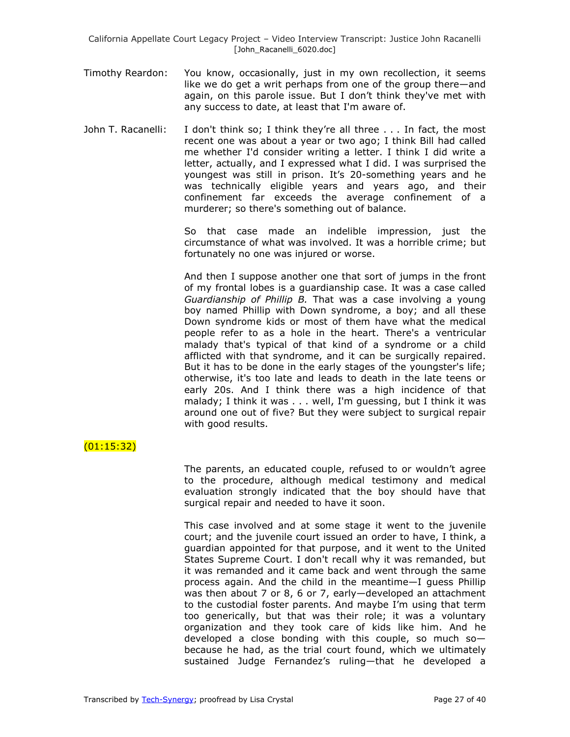Timothy Reardon: You know, occasionally, just in my own recollection, it seems like we do get a writ perhaps from one of the group there—and again, on this parole issue. But I don't think they've met with any success to date, at least that I'm aware of.

John T. Racanelli: I don't think so; I think they're all three . . . In fact, the most recent one was about a year or two ago; I think Bill had called me whether I'd consider writing a letter. I think I did write a letter, actually, and I expressed what I did. I was surprised the youngest was still in prison. It's 20-something years and he was technically eligible years and years ago, and their confinement far exceeds the average confinement of a murderer; so there's something out of balance.

So that case made an indelible impression, just the circumstance of what was involved. It was a horrible crime; but fortunately no one was injured or worse.

And then I suppose another one that sort of jumps in the front of my frontal lobes is a guardianship case. It was a case called *Guardianship of Phillip B.* That was a case involving a young boy named Phillip with Down syndrome, a boy; and all these Down syndrome kids or most of them have what the medical people refer to as a hole in the heart. There's a ventricular malady that's typical of that kind of a syndrome or a child afflicted with that syndrome, and it can be surgically repaired. But it has to be done in the early stages of the youngster's life; otherwise, it's too late and leads to death in the late teens or early 20s. And I think there was a high incidence of that malady; I think it was . . . well, I'm guessing, but I think it was around one out of five? But they were subject to surgical repair with good results.

(01:15:32)

The parents, an educated couple, refused to or wouldn't agree to the procedure, although medical testimony and medical evaluation strongly indicated that the boy should have that surgical repair and needed to have it soon.

This case involved and at some stage it went to the juvenile court; and the juvenile court issued an order to have, I think, a guardian appointed for that purpose, and it went to the United States Supreme Court. I don't recall why it was remanded, but it was remanded and it came back and went through the same process again. And the child in the meantime—I guess Phillip was then about 7 or 8, 6 or 7, early—developed an attachment to the custodial foster parents. And maybe I'm using that term too generically, but that was their role; it was a voluntary organization and they took care of kids like him. And he developed a close bonding with this couple, so much so—because he had, as the trial court found, which we ultimately sustained Judge Fernandez's ruling—that he developed a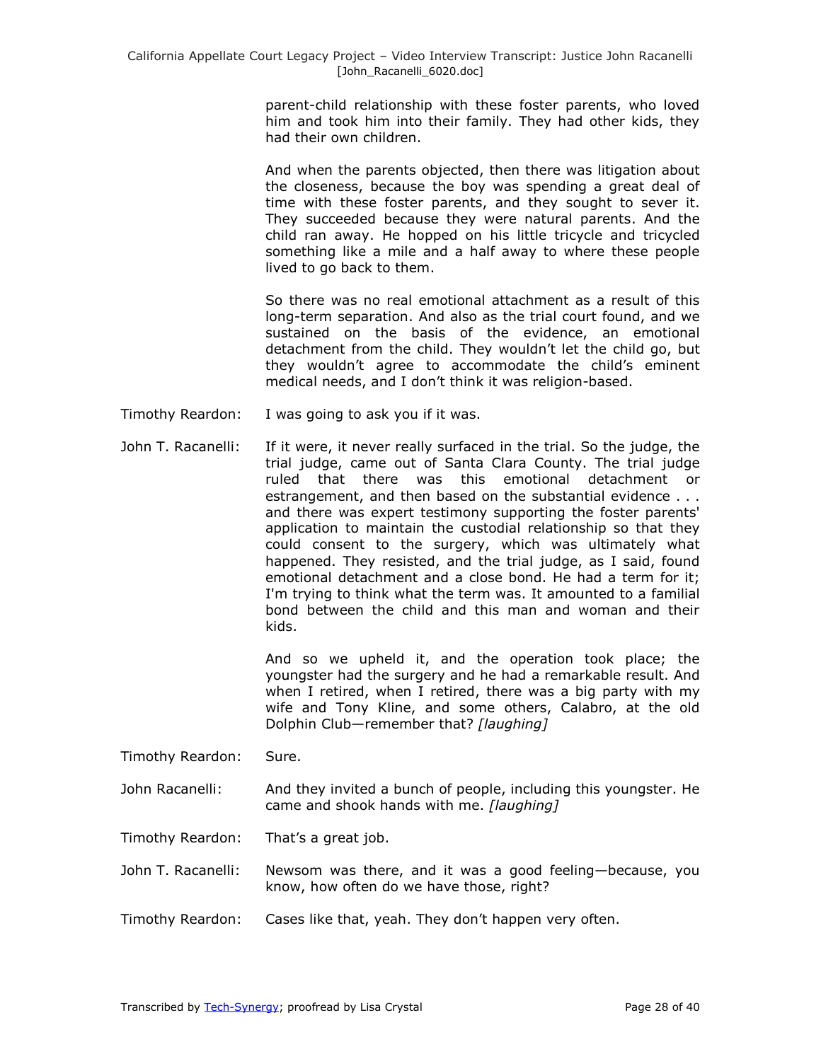parent-child relationship with these foster parents, who loved him and took him into their family. They had other kids, they had their own children.

And when the parents objected, then there was litigation about the closeness, because the boy was spending a great deal of time with these foster parents, and they sought to sever it. They succeeded because they were natural parents. And the child ran away. He hopped on his little tricycle and tricycled something like a mile and a half away to where these people lived to go back to them.

So there was no real emotional attachment as a result of this long-term separation. And also as the trial court found, and we sustained on the basis of the evidence, an emotional detachment from the child. They wouldn't let the child go, but they wouldn't agree to accommodate the child's eminent medical needs, and I don't think it was religion-based.

Timothy Reardon: I was going to ask you if it was.

John T. Racanelli: If it were, it never really surfaced in the trial. So the judge, the trial judge, came out of Santa Clara County. The trial judge ruled that there was this emotional detachment or estrangement, and then based on the substantial evidence . . . and there was expert testimony supporting the foster parents' application to maintain the custodial relationship so that they could consent to the surgery, which was ultimately what happened. They resisted, and the trial judge, as I said, found emotional detachment and a close bond. He had a term for it; I'm trying to think what the term was. It amounted to a familial bond between the child and this man and woman and their kids.

And so we upheld it, and the operation took place; the youngster had the surgery and he had a remarkable result. And when I retired, when I retired, there was a big party with my wife and Tony Kline, and some others, Calabro, at the old Dolphin Club—remember that? *[laughing]*

Timothy Reardon: Sure.

John Racanelli: And they invited a bunch of people, including this youngster. He came and shook hands with me. *[laughing]*

Timothy Reardon: That's a great job.

John T. Racanelli: Newsom was there, and it was a good feeling—because, you know, how often do we have those, right?

Timothy Reardon: Cases like that, yeah. They don't happen very often.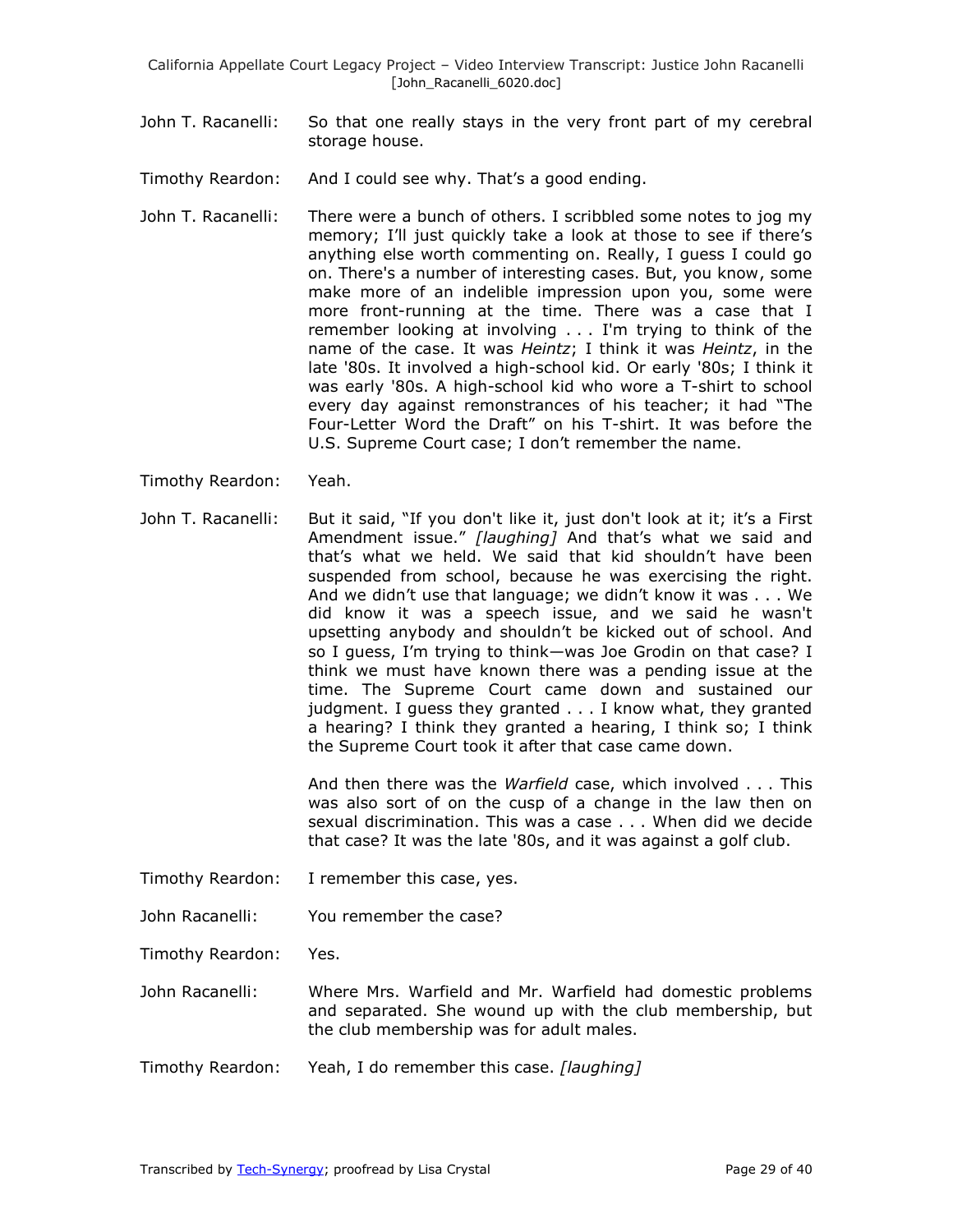John T. Racanelli: So that one really stays in the very front part of my cerebral storage house.

Timothy Reardon: And I could see why. That's a good ending.

John T. Racanelli: There were a bunch of others. I scribbled some notes to jog my memory; I'll just quickly take a look at those to see if there's anything else worth commenting on. Really, I guess I could go on. There's a number of interesting cases. But, you know, some make more of an indelible impression upon you, some were more front-running at the time. There was a case that I remember looking at involving . . . I'm trying to think of the name of the case. It was *Heintz*; I think it was *Heintz*, in the late '80s. It involved a high-school kid. Or early '80s; I think it was early '80s. A high-school kid who wore a T-shirt to school every day against remonstrances of his teacher; it had "The Four-Letter Word the Draft" on his T-shirt. It was before the U.S. Supreme Court case; I don't remember the name.

Timothy Reardon: Yeah.

John T. Racanelli: But it said, "If you don't like it, just don't look at it; it's a First Amendment issue." *[laughing]* And that's what we said and that's what we held. We said that kid shouldn't have been suspended from school, because he was exercising the right. And we didn't use that language; we didn't know it was . . . We did know it was a speech issue, and we said he wasn't upsetting anybody and shouldn't be kicked out of school. And so I guess, I'm trying to think—was Joe Grodin on that case? I think we must have known there was a pending issue at the time. The Supreme Court came down and sustained our judgment. I guess they granted . . . I know what, they granted a hearing? I think they granted a hearing, I think so; I think the Supreme Court took it after that case came down.

And then there was the *Warfield* case, which involved . . . This was also sort of on the cusp of a change in the law then on sexual discrimination. This was a case . . . When did we decide that case? It was the late '80s, and it was against a golf club.

Timothy Reardon: I remember this case, yes.

John Racanelli: You remember the case?

Timothy Reardon: Yes.

John Racanelli: Where Mrs. Warfield and Mr. Warfield had domestic problems and separated. She wound up with the club membership, but the club membership was for adult males.

Timothy Reardon: Yeah, I do remember this case. *[laughing]*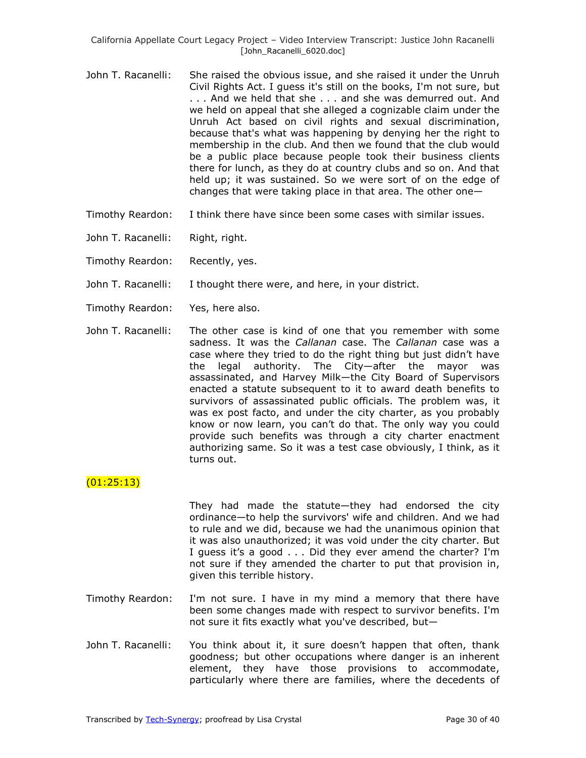John T. Racanelli: She raised the obvious issue, and she raised it under the Unruh Civil Rights Act. I guess it's still on the books, I'm not sure, but . . . And we held that she . . . and she was demurred out. And we held on appeal that she alleged a cognizable claim under the Unruh Act based on civil rights and sexual discrimination, because that's what was happening by denying her the right to membership in the club. And then we found that the club would be a public place because people took their business clients there for lunch, as they do at country clubs and so on. And that held up; it was sustained. So we were sort of on the edge of changes that were taking place in that area. The other one—

Timothy Reardon: I think there have since been some cases with similar issues.

John T. Racanelli: Right, right.

Timothy Reardon: Recently, yes.

John T. Racanelli: I thought there were, and here, in your district.

Timothy Reardon: Yes, here also.

John T. Racanelli: The other case is kind of one that you remember with some sadness. It was the *Callanan* case. The *Callanan* case was a case where they tried to do the right thing but just didn't have the legal authority. The City—after the mayor was assassinated, and Harvey Milk—the City Board of Supervisors enacted a statute subsequent to it to award death benefits to survivors of assassinated public officials. The problem was, it was ex post facto, and under the city charter, as you probably know or now learn, you can't do that. The only way you could provide such benefits was through a city charter enactment authorizing same. So it was a test case obviously, I think, as it turns out.

(01:25:13)

They had made the statute—they had endorsed the city ordinance—to help the survivors' wife and children. And we had to rule and we did, because we had the unanimous opinion that it was also unauthorized; it was void under the city charter. But I guess it's a good . . . Did they ever amend the charter? I'm not sure if they amended the charter to put that provision in, given this terrible history.

Timothy Reardon: I'm not sure. I have in my mind a memory that there have been some changes made with respect to survivor benefits. I'm not sure it fits exactly what you've described, but—

John T. Racanelli: You think about it, it sure doesn't happen that often, thank goodness; but other occupations where danger is an inherent element, they have those provisions to accommodate, particularly where there are families, where the decedents of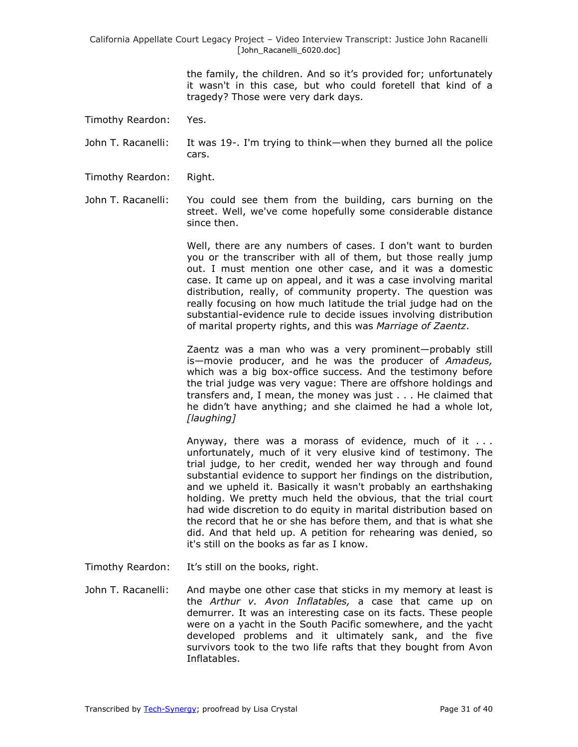the family, the children. And so it's provided for; unfortunately it wasn't in this case, but who could foretell that kind of a tragedy? Those were very dark days.

Timothy Reardon: Yes.

John T. Racanelli: It was 19-. I'm trying to think—when they burned all the police cars.

Timothy Reardon: Right.

John T. Racanelli: You could see them from the building, cars burning on the street. Well, we've come hopefully some considerable distance since then.

Well, there are any numbers of cases. I don't want to burden you or the transcriber with all of them, but those really jump out. I must mention one other case, and it was a domestic case. It came up on appeal, and it was a case involving marital distribution, really, of community property. The question was really focusing on how much latitude the trial judge had on the substantial-evidence rule to decide issues involving distribution of marital property rights, and this was *Marriage of Zaentz*.

Zaentz was a man who was a very prominent—probably still is—movie producer, and he was the producer of *Amadeus,* which was a big box-office success. And the testimony before the trial judge was very vague: There are offshore holdings and transfers and, I mean, the money was just . . . He claimed that he didn't have anything; and she claimed he had a whole lot, *[laughing]*

Anyway, there was a morass of evidence, much of it . . . unfortunately, much of it very elusive kind of testimony. The trial judge, to her credit, wended her way through and found substantial evidence to support her findings on the distribution, and we upheld it. Basically it wasn't probably an earthshaking holding. We pretty much held the obvious, that the trial court had wide discretion to do equity in marital distribution based on the record that he or she has before them, and that is what she did. And that held up. A petition for rehearing was denied, so it's still on the books as far as I know.

Timothy Reardon: It's still on the books, right.

John T. Racanelli: And maybe one other case that sticks in my memory at least is the *Arthur v. Avon Inflatables,* a case that came up on demurrer. It was an interesting case on its facts. These people were on a yacht in the South Pacific somewhere, and the yacht developed problems and it ultimately sank, and the five survivors took to the two life rafts that they bought from Avon Inflatables.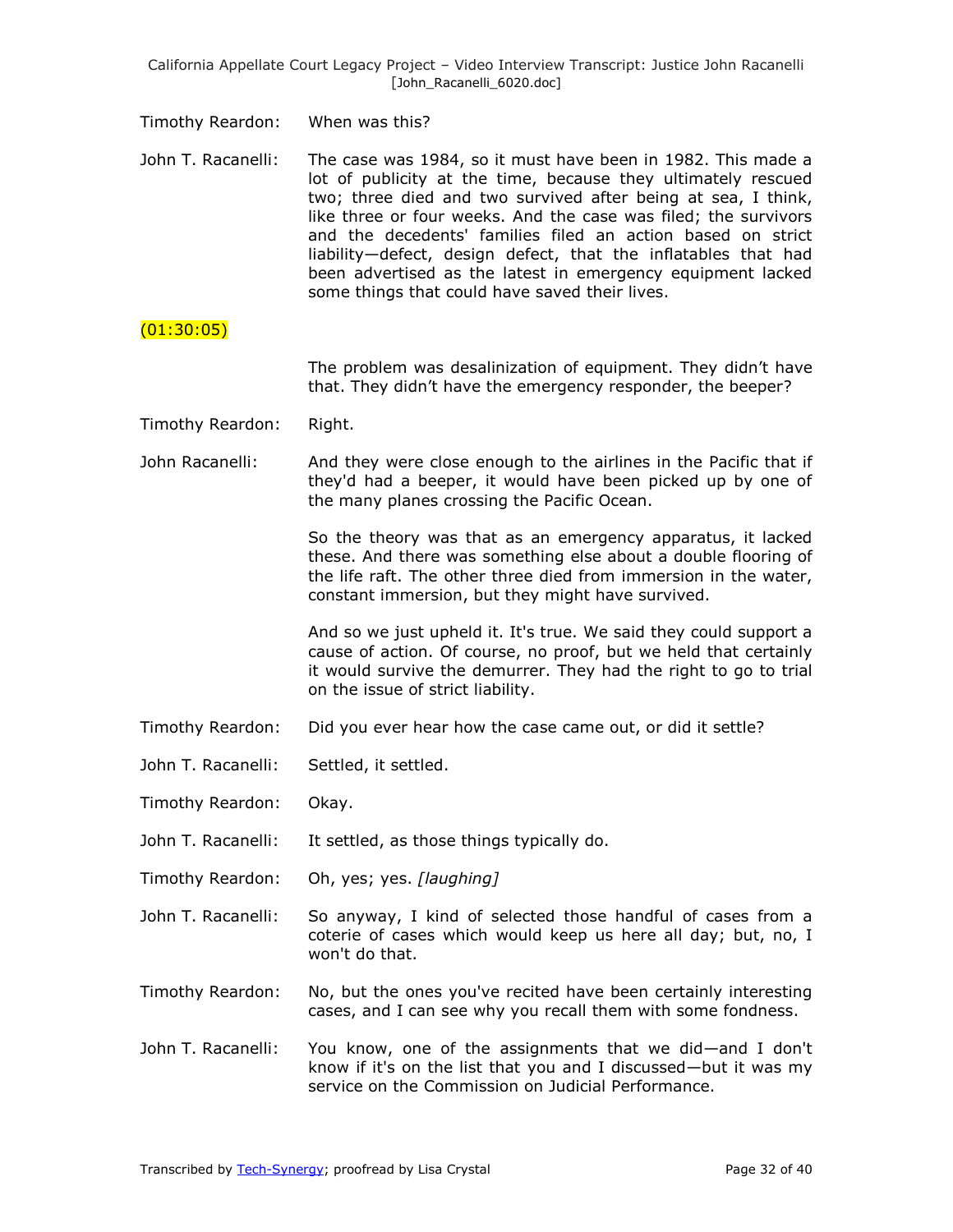Timothy Reardon: When was this?

John T. Racanelli: The case was 1984, so it must have been in 1982. This made a lot of publicity at the time, because they ultimately rescued two; three died and two survived after being at sea, I think, like three or four weeks. And the case was filed; the survivors and the decedents' families filed an action based on strict liability—defect, design defect, that the inflatables that had been advertised as the latest in emergency equipment lacked some things that could have saved their lives.

(01:30:05)

The problem was desalinization of equipment. They didn't have that. They didn't have the emergency responder, the beeper?

Timothy Reardon: Right.

John Racanelli: And they were close enough to the airlines in the Pacific that if they'd had a beeper, it would have been picked up by one of the many planes crossing the Pacific Ocean.

So the theory was that as an emergency apparatus, it lacked these. And there was something else about a double flooring of the life raft. The other three died from immersion in the water, constant immersion, but they might have survived.

And so we just upheld it. It's true. We said they could support a cause of action. Of course, no proof, but we held that certainly it would survive the demurrer. They had the right to go to trial on the issue of strict liability.

Timothy Reardon: Did you ever hear how the case came out, or did it settle?

John T. Racanelli: Settled, it settled.

Timothy Reardon: Okay.

John T. Racanelli: It settled, as those things typically do.

Timothy Reardon: Oh, yes; yes. *[laughing]*

John T. Racanelli: So anyway, I kind of selected those handful of cases from a coterie of cases which would keep us here all day; but, no, I won't do that.

Timothy Reardon: No, but the ones you've recited have been certainly interesting cases, and I can see why you recall them with some fondness.

John T. Racanelli: You know, one of the assignments that we did—and I don't know if it's on the list that you and I discussed—but it was my service on the Commission on Judicial Performance.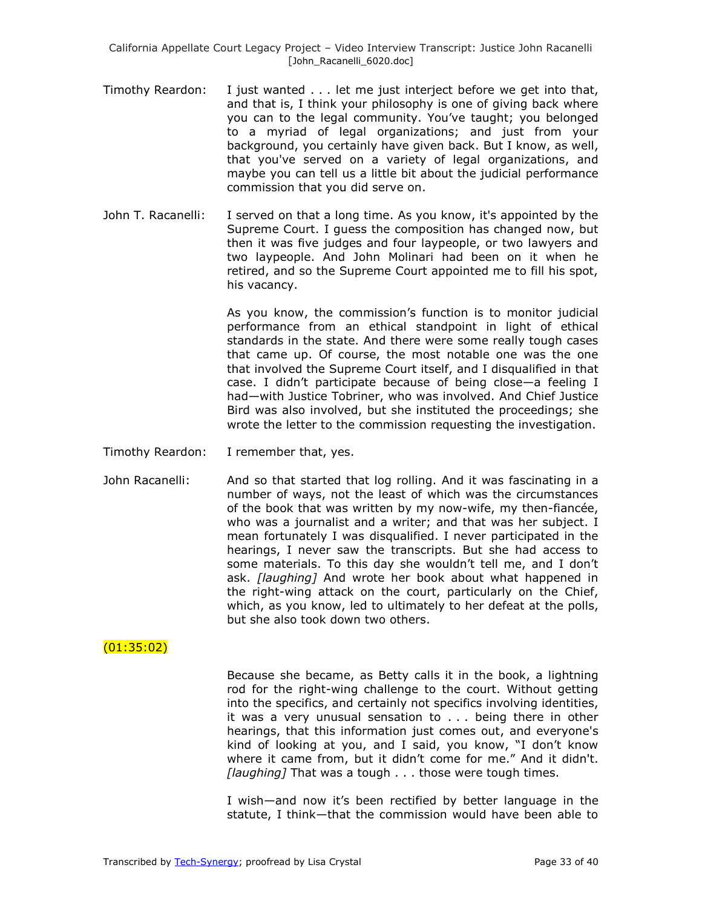Timothy Reardon: I just wanted . . . let me just interject before we get into that, and that is, I think your philosophy is one of giving back where you can to the legal community. You've taught; you belonged to a myriad of legal organizations; and just from your background, you certainly have given back. But I know, as well, that you've served on a variety of legal organizations, and maybe you can tell us a little bit about the judicial performance commission that you did serve on.

John T. Racanelli: I served on that a long time. As you know, it's appointed by the Supreme Court. I guess the composition has changed now, but then it was five judges and four laypeople, or two lawyers and two laypeople. And John Molinari had been on it when he retired, and so the Supreme Court appointed me to fill his spot, his vacancy.

As you know, the commission's function is to monitor judicial performance from an ethical standpoint in light of ethical standards in the state. And there were some really tough cases that came up. Of course, the most notable one was the one that involved the Supreme Court itself, and I disqualified in that case. I didn't participate because of being close—a feeling I had—with Justice Tobriner, who was involved. And Chief Justice Bird was also involved, but she instituted the proceedings; she wrote the letter to the commission requesting the investigation.

Timothy Reardon: I remember that, yes.

John Racanelli: And so that started that log rolling. And it was fascinating in a number of ways, not the least of which was the circumstances of the book that was written by my now-wife, my then-fiancée, who was a journalist and a writer; and that was her subject. I mean fortunately I was disqualified. I never participated in the hearings, I never saw the transcripts. But she had access to some materials. To this day she wouldn't tell me, and I don't ask. *[laughing]* And wrote her book about what happened in the right-wing attack on the court, particularly on the Chief, which, as you know, led to ultimately to her defeat at the polls, but she also took down two others.

(01:35:02)

Because she became, as Betty calls it in the book, a lightning rod for the right-wing challenge to the court. Without getting into the specifics, and certainly not specifics involving identities, it was a very unusual sensation to . . . being there in other hearings, that this information just comes out, and everyone's kind of looking at you, and I said, you know, "I don't know where it came from, but it didn't come for me." And it didn't. *[laughing]* That was a tough . . . those were tough times.

I wish—and now it's been rectified by better language in the statute, I think—that the commission would have been able to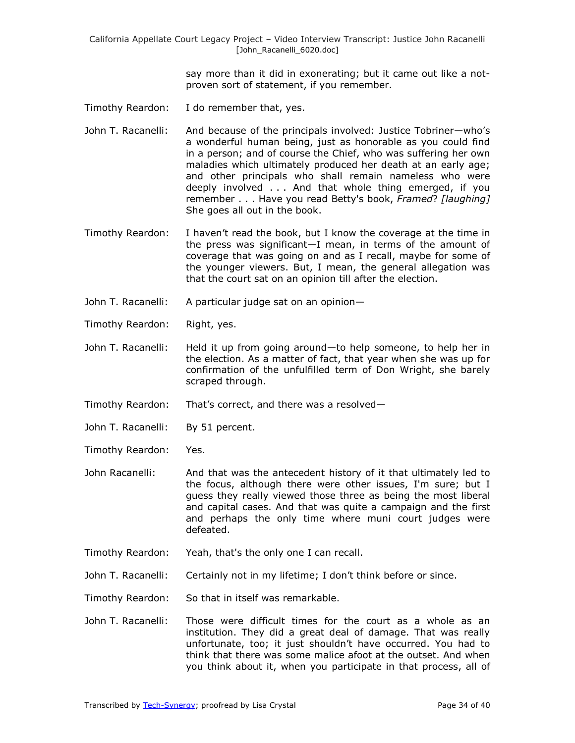say more than it did in exonerating; but it came out like a not-proven sort of statement, if you remember.

Timothy Reardon: I do remember that, yes.

John T. Racanelli: And because of the principals involved: Justice Tobriner—who's a wonderful human being, just as honorable as you could find in a person; and of course the Chief, who was suffering her own maladies which ultimately produced her death at an early age; and other principals who shall remain nameless who were deeply involved . . . And that whole thing emerged, if you remember . . . Have you read Betty's book, *Framed*? *[laughing]* She goes all out in the book.

Timothy Reardon: I haven't read the book, but I know the coverage at the time in the press was significant—I mean, in terms of the amount of coverage that was going on and as I recall, maybe for some of the younger viewers. But, I mean, the general allegation was that the court sat on an opinion till after the election.

John T. Racanelli: A particular judge sat on an opinion—

Timothy Reardon: Right, yes.

John T. Racanelli: Held it up from going around—to help someone, to help her in the election. As a matter of fact, that year when she was up for confirmation of the unfulfilled term of Don Wright, she barely scraped through.

Timothy Reardon: That's correct, and there was a resolved—

John T. Racanelli: By 51 percent.

Timothy Reardon: Yes.

John Racanelli: And that was the antecedent history of it that ultimately led to the focus, although there were other issues, I'm sure; but I guess they really viewed those three as being the most liberal and capital cases. And that was quite a campaign and the first and perhaps the only time where muni court judges were defeated.

Timothy Reardon: Yeah, that's the only one I can recall.

John T. Racanelli: Certainly not in my lifetime; I don't think before or since.

Timothy Reardon: So that in itself was remarkable.

John T. Racanelli: Those were difficult times for the court as a whole as an institution. They did a great deal of damage. That was really unfortunate, too; it just shouldn't have occurred. You had to think that there was some malice afoot at the outset. And when you think about it, when you participate in that process, all of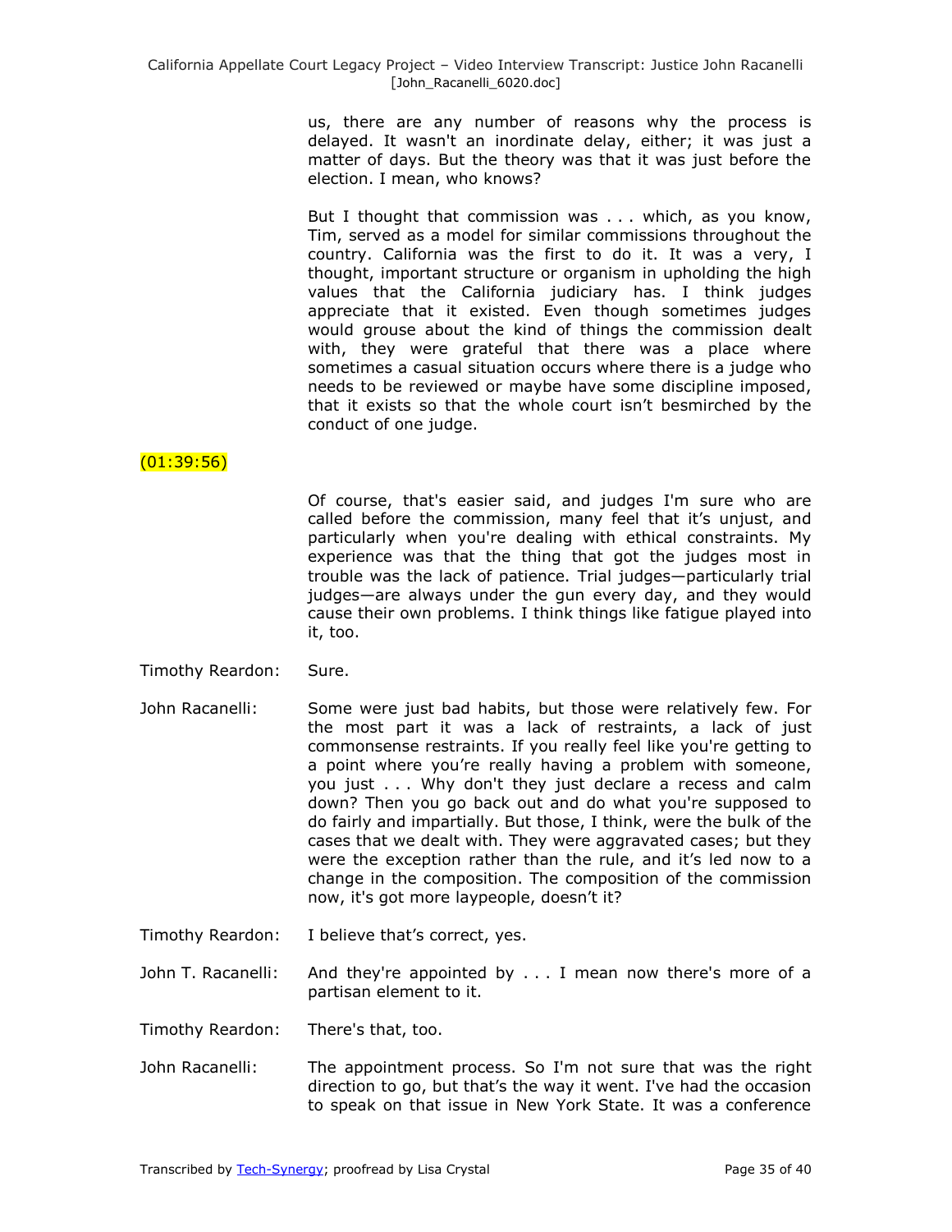us, there are any number of reasons why the process is delayed. It wasn't an inordinate delay, either; it was just a matter of days. But the theory was that it was just before the election. I mean, who knows?

But I thought that commission was . . . which, as you know, Tim, served as a model for similar commissions throughout the country. California was the first to do it. It was a very, I thought, important structure or organism in upholding the high values that the California judiciary has. I think judges appreciate that it existed. Even though sometimes judges would grouse about the kind of things the commission dealt with, they were grateful that there was a place where sometimes a casual situation occurs where there is a judge who needs to be reviewed or maybe have some discipline imposed, that it exists so that the whole court isn't besmirched by the conduct of one judge.

(01:39:56)

Of course, that's easier said, and judges I'm sure who are called before the commission, many feel that it's unjust, and particularly when you're dealing with ethical constraints. My experience was that the thing that got the judges most in trouble was the lack of patience. Trial judges—particularly trial judges—are always under the gun every day, and they would cause their own problems. I think things like fatigue played into it, too.

Timothy Reardon: Sure.

John Racanelli: Some were just bad habits, but those were relatively few. For the most part it was a lack of restraints, a lack of just commonsense restraints. If you really feel like you're getting to a point where you're really having a problem with someone, you just . . . Why don't they just declare a recess and calm down? Then you go back out and do what you're supposed to do fairly and impartially. But those, I think, were the bulk of the cases that we dealt with. They were aggravated cases; but they were the exception rather than the rule, and it's led now to a change in the composition. The composition of the commission now, it's got more laypeople, doesn't it?

Timothy Reardon: I believe that's correct, yes.

John T. Racanelli: And they're appointed by . . . I mean now there's more of a partisan element to it.

Timothy Reardon: There's that, too.

John Racanelli: The appointment process. So I'm not sure that was the right direction to go, but that's the way it went. I've had the occasion to speak on that issue in New York State. It was a conference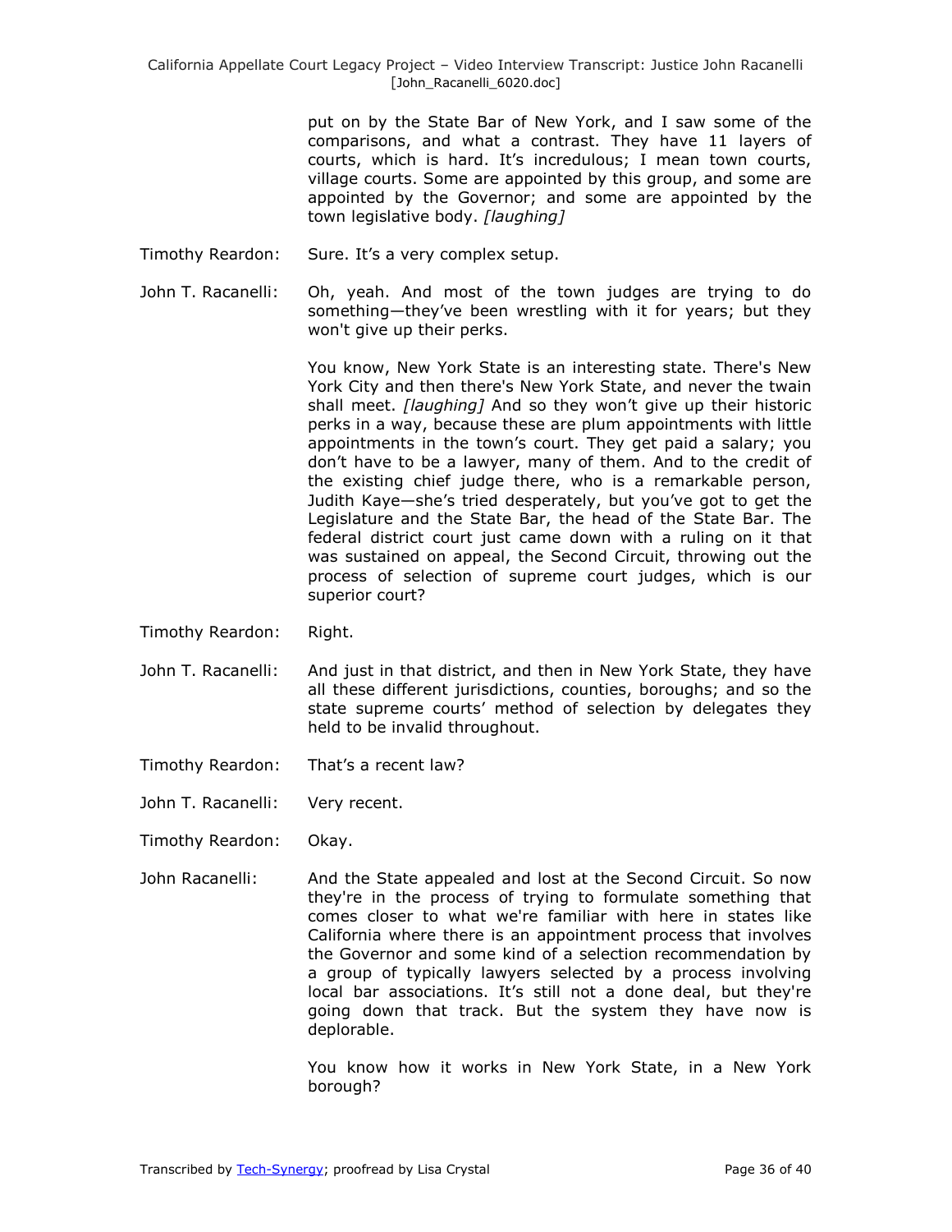put on by the State Bar of New York, and I saw some of the comparisons, and what a contrast. They have 11 layers of courts, which is hard. It's incredulous; I mean town courts, village courts. Some are appointed by this group, and some are appointed by the Governor; and some are appointed by the town legislative body. *[laughing]*

Timothy Reardon: Sure. It's a very complex setup.

John T. Racanelli: Oh, yeah. And most of the town judges are trying to do something—they've been wrestling with it for years; but they won't give up their perks.

You know, New York State is an interesting state. There's New York City and then there's New York State, and never the twain shall meet. *[laughing]* And so they won't give up their historic perks in a way, because these are plum appointments with little appointments in the town's court. They get paid a salary; you don't have to be a lawyer, many of them. And to the credit of the existing chief judge there, who is a remarkable person, Judith Kaye—she's tried desperately, but you've got to get the Legislature and the State Bar, the head of the State Bar. The federal district court just came down with a ruling on it that was sustained on appeal, the Second Circuit, throwing out the process of selection of supreme court judges, which is our superior court?

Timothy Reardon: Right.

John T. Racanelli: And just in that district, and then in New York State, they have all these different jurisdictions, counties, boroughs; and so the state supreme courts' method of selection by delegates they held to be invalid throughout.

Timothy Reardon: That's a recent law?

John T. Racanelli: Very recent.

Timothy Reardon: Okay.

John Racanelli: And the State appealed and lost at the Second Circuit. So now they're in the process of trying to formulate something that comes closer to what we're familiar with here in states like California where there is an appointment process that involves the Governor and some kind of a selection recommendation by a group of typically lawyers selected by a process involving local bar associations. It's still not a done deal, but they're going down that track. But the system they have now is deplorable.

You know how it works in New York State, in a New York borough?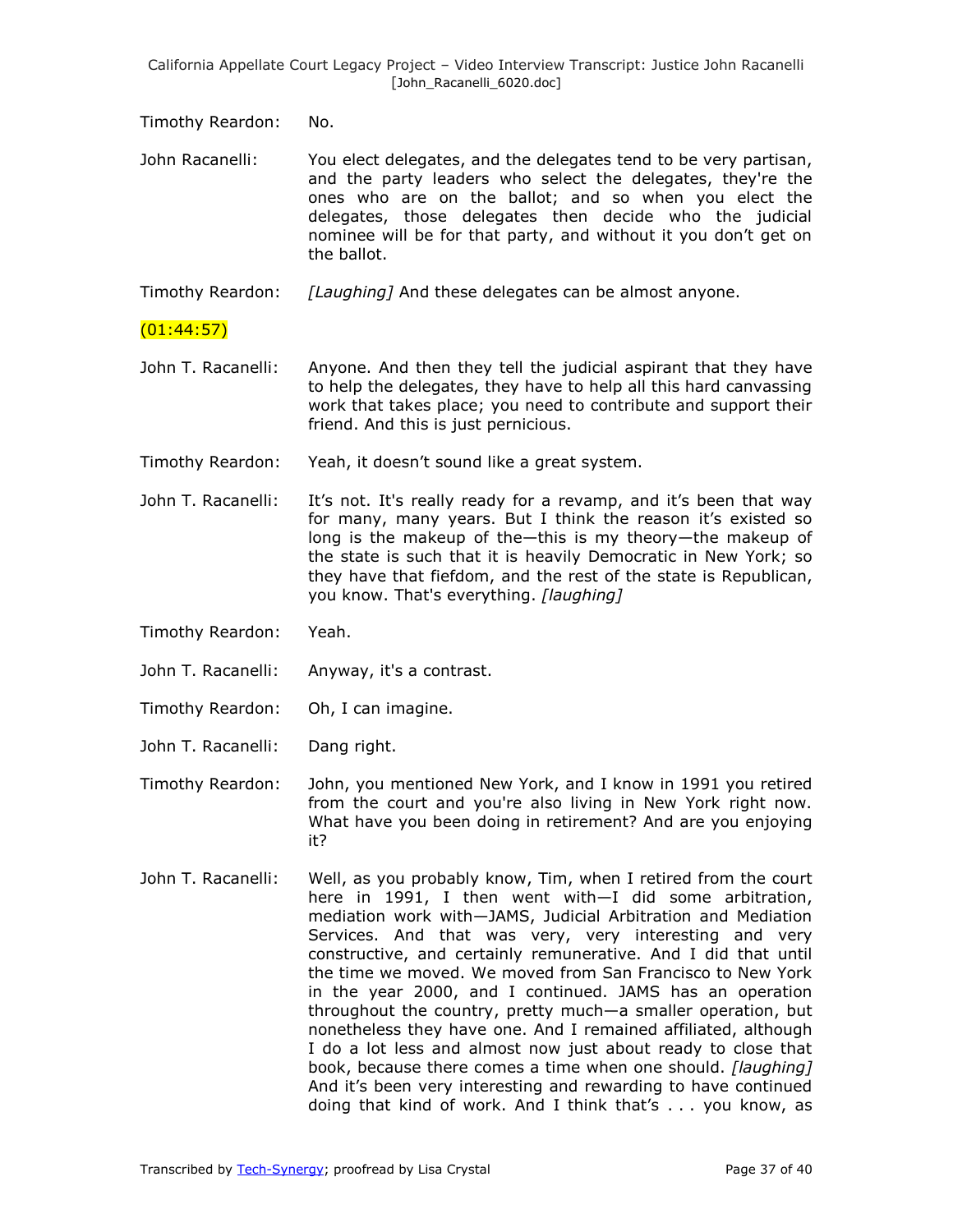Timothy Reardon: No.

John Racanelli: You elect delegates, and the delegates tend to be very partisan, and the party leaders who select the delegates, they're the ones who are on the ballot; and so when you elect the delegates, those delegates then decide who the judicial nominee will be for that party, and without it you don't get on the ballot.

Timothy Reardon: *[Laughing]* And these delegates can be almost anyone.

(01:44:57)

John T. Racanelli: Anyone. And then they tell the judicial aspirant that they have to help the delegates, they have to help all this hard canvassing work that takes place; you need to contribute and support their friend. And this is just pernicious.

Timothy Reardon: Yeah, it doesn't sound like a great system.

John T. Racanelli: It's not. It's really ready for a revamp, and it's been that way for many, many years. But I think the reason it's existed so long is the makeup of the—this is my theory—the makeup of the state is such that it is heavily Democratic in New York; so they have that fiefdom, and the rest of the state is Republican, you know. That's everything. *[laughing]*

Timothy Reardon: Yeah.

John T. Racanelli: Anyway, it's a contrast.

Timothy Reardon: Oh, I can imagine.

John T. Racanelli: Dang right.

Timothy Reardon: John, you mentioned New York, and I know in 1991 you retired from the court and you're also living in New York right now. What have you been doing in retirement? And are you enjoying it?

John T. Racanelli: Well, as you probably know, Tim, when I retired from the court here in 1991, I then went with—I did some arbitration, mediation work with—JAMS, Judicial Arbitration and Mediation Services. And that was very, very interesting and very constructive, and certainly remunerative. And I did that until the time we moved. We moved from San Francisco to New York in the year 2000, and I continued. JAMS has an operation throughout the country, pretty much—a smaller operation, but nonetheless they have one. And I remained affiliated, although I do a lot less and almost now just about ready to close that book, because there comes a time when one should. *[laughing]* And it's been very interesting and rewarding to have continued doing that kind of work. And I think that's . . . you know, as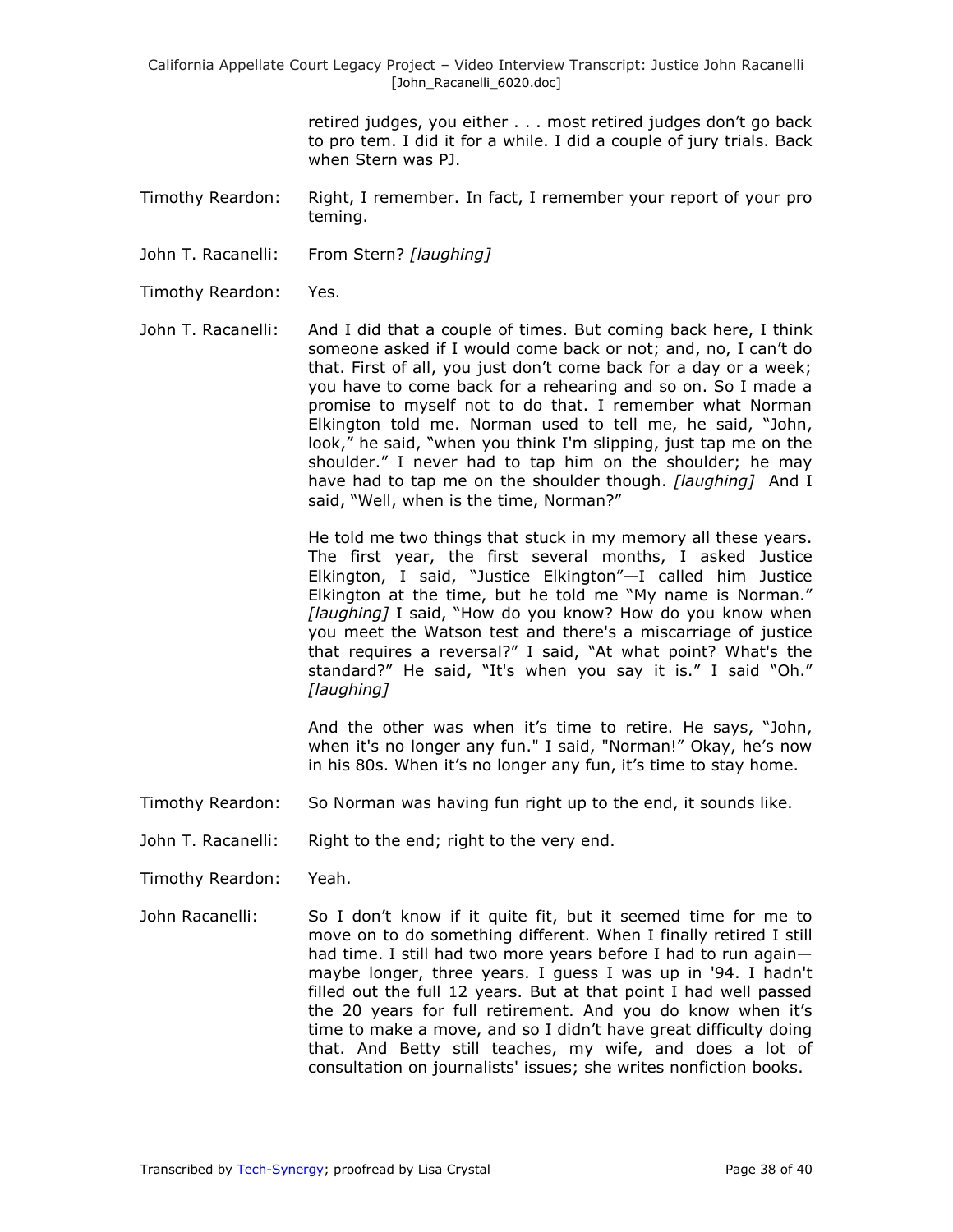retired judges, you either . . . most retired judges don't go back to pro tem. I did it for a while. I did a couple of jury trials. Back when Stern was PJ.

Timothy Reardon: Right, I remember. In fact, I remember your report of your pro teming.

John T. Racanelli: From Stern? *[laughing]*

Timothy Reardon: Yes.

John T. Racanelli: And I did that a couple of times. But coming back here, I think someone asked if I would come back or not; and, no, I can't do that. First of all, you just don't come back for a day or a week; you have to come back for a rehearing and so on. So I made a promise to myself not to do that. I remember what Norman Elkington told me. Norman used to tell me, he said, "John, look," he said, "when you think I'm slipping, just tap me on the shoulder." I never had to tap him on the shoulder; he may have had to tap me on the shoulder though. *[laughing]* And I said, "Well, when is the time, Norman?"

He told me two things that stuck in my memory all these years. The first year, the first several months, I asked Justice Elkington, I said, "Justice Elkington"—I called him Justice Elkington at the time, but he told me "My name is Norman." *[laughing]* I said, "How do you know? How do you know when you meet the Watson test and there's a miscarriage of justice that requires a reversal?" I said, "At what point? What's the standard?" He said, "It's when you say it is." I said "Oh." *[laughing]*

And the other was when it's time to retire. He says, "John, when it's no longer any fun." I said, "Norman!" Okay, he's now in his 80s. When it's no longer any fun, it's time to stay home.

Timothy Reardon: So Norman was having fun right up to the end, it sounds like.

John T. Racanelli: Right to the end; right to the very end.

Timothy Reardon: Yeah.

John Racanelli: So I don't know if it quite fit, but it seemed time for me to move on to do something different. When I finally retired I still had time. I still had two more years before I had to run again—maybe longer, three years. I guess I was up in '94. I hadn't filled out the full 12 years. But at that point I had well passed the 20 years for full retirement. And you do know when it's time to make a move, and so I didn't have great difficulty doing that. And Betty still teaches, my wife, and does a lot of consultation on journalists' issues; she writes nonfiction books.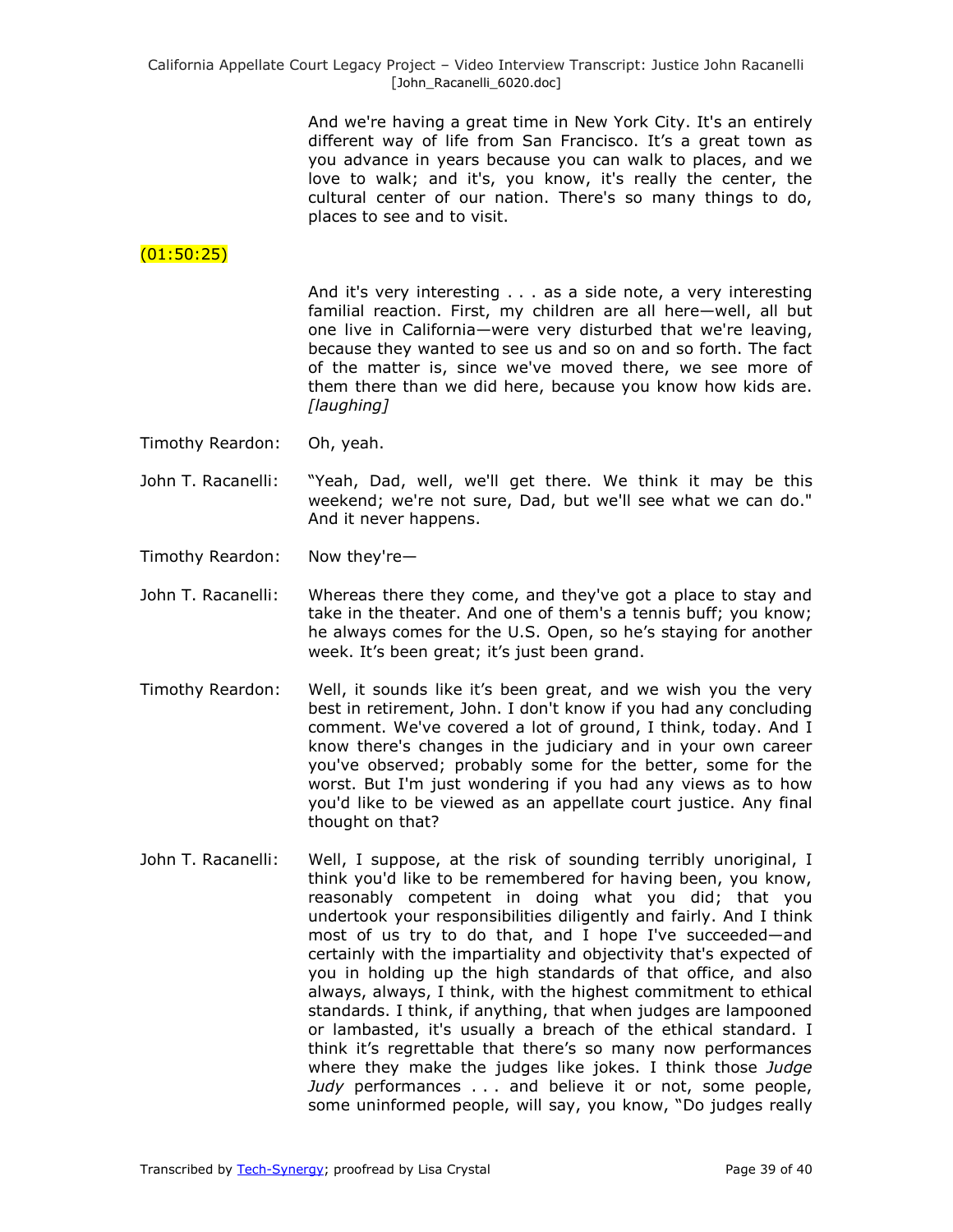And we're having a great time in New York City. It's an entirely different way of life from San Francisco. It's a great town as you advance in years because you can walk to places, and we love to walk; and it's, you know, it's really the center, the cultural center of our nation. There's so many things to do, places to see and to visit.

(01:50:25)

And it's very interesting . . . as a side note, a very interesting familial reaction. First, my children are all here—well, all but one live in California—were very disturbed that we're leaving, because they wanted to see us and so on and so forth. The fact of the matter is, since we've moved there, we see more of them there than we did here, because you know how kids are. *[laughing]*

Timothy Reardon: Oh, yeah.

John T. Racanelli: "Yeah, Dad, well, we'll get there. We think it may be this weekend; we're not sure, Dad, but we'll see what we can do." And it never happens.

Timothy Reardon: Now they're—

John T. Racanelli: Whereas there they come, and they've got a place to stay and take in the theater. And one of them's a tennis buff; you know; he always comes for the U.S. Open, so he's staying for another week. It's been great; it's just been grand.

Timothy Reardon: Well, it sounds like it's been great, and we wish you the very best in retirement, John. I don't know if you had any concluding comment. We've covered a lot of ground, I think, today. And I know there's changes in the judiciary and in your own career you've observed; probably some for the better, some for the worst. But I'm just wondering if you had any views as to how you'd like to be viewed as an appellate court justice. Any final thought on that?

John T. Racanelli: Well, I suppose, at the risk of sounding terribly unoriginal, I think you'd like to be remembered for having been, you know, reasonably competent in doing what you did; that you undertook your responsibilities diligently and fairly. And I think most of us try to do that, and I hope I've succeeded—and certainly with the impartiality and objectivity that's expected of you in holding up the high standards of that office, and also always, always, I think, with the highest commitment to ethical standards. I think, if anything, that when judges are lampooned or lambasted, it's usually a breach of the ethical standard. I think it's regrettable that there's so many now performances where they make the judges like jokes. I think those *Judge Judy* performances . . . and believe it or not, some people, some uninformed people, will say, you know, "Do judges really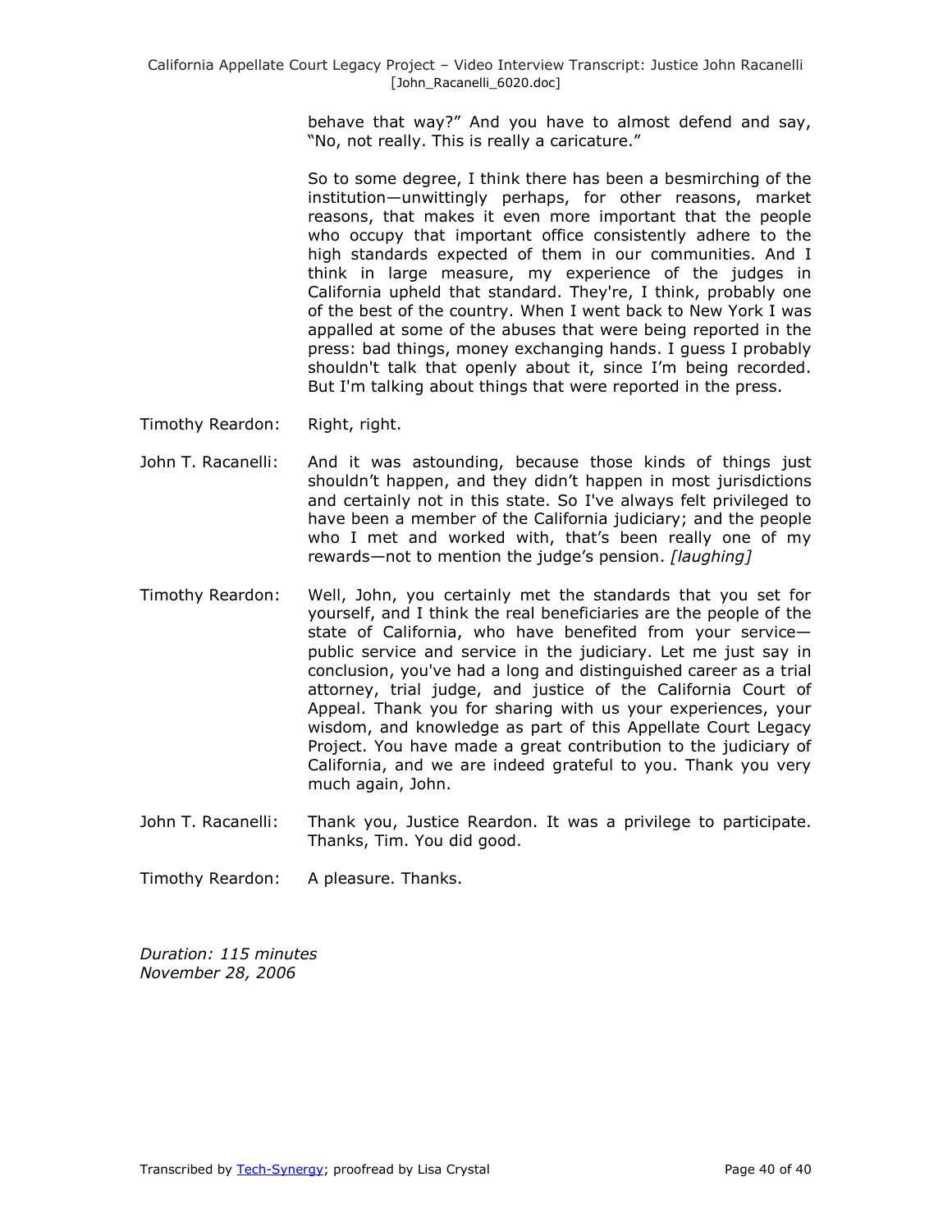behave that way?" And you have to almost defend and say, "No, not really. This is really a caricature."

So to some degree, I think there has been a besmirching of the institution—unwittingly perhaps, for other reasons, market reasons, that makes it even more important that the people who occupy that important office consistently adhere to the high standards expected of them in our communities. And I think in large measure, my experience of the judges in California upheld that standard. They're, I think, probably one of the best of the country. When I went back to New York I was appalled at some of the abuses that were being reported in the press: bad things, money exchanging hands. I guess I probably shouldn't talk that openly about it, since I'm being recorded. But I'm talking about things that were reported in the press.

Timothy Reardon: Right, right.

John T. Racanelli: And it was astounding, because those kinds of things just shouldn't happen, and they didn't happen in most jurisdictions and certainly not in this state. So I've always felt privileged to have been a member of the California judiciary; and the people who I met and worked with, that's been really one of my rewards—not to mention the judge's pension. *[laughing]*

Timothy Reardon: Well, John, you certainly met the standards that you set for yourself, and I think the real beneficiaries are the people of the state of California, who have benefited from your service—public service and service in the judiciary. Let me just say in conclusion, you've had a long and distinguished career as a trial attorney, trial judge, and justice of the California Court of Appeal. Thank you for sharing with us your experiences, your wisdom, and knowledge as part of this Appellate Court Legacy Project. You have made a great contribution to the judiciary of California, and we are indeed grateful to you. Thank you very much again, John.

John T. Racanelli: Thank you, Justice Reardon. It was a privilege to participate. Thanks, Tim. You did good.

Timothy Reardon: A pleasure. Thanks.

*Duration: 115 minutes*
*November 28, 2006*